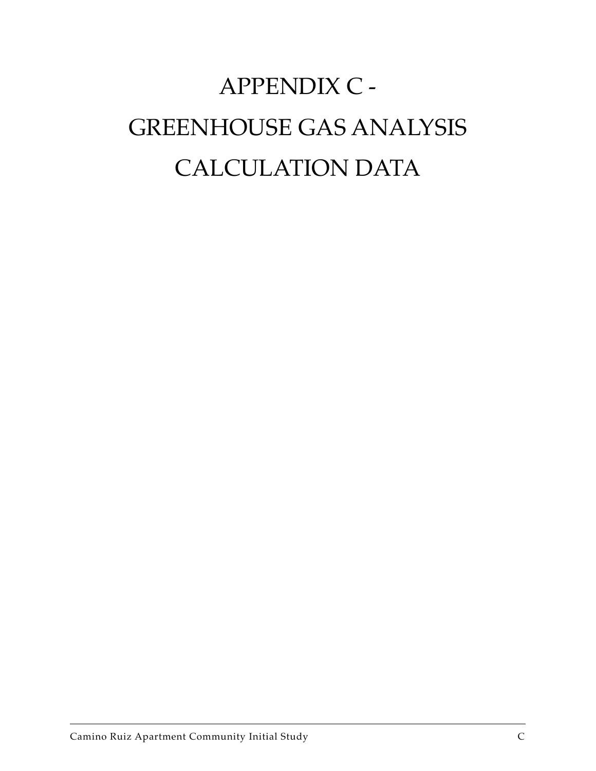# APPENDIX C - GREENHOUSE GAS ANALYSIS CALCULATION DATA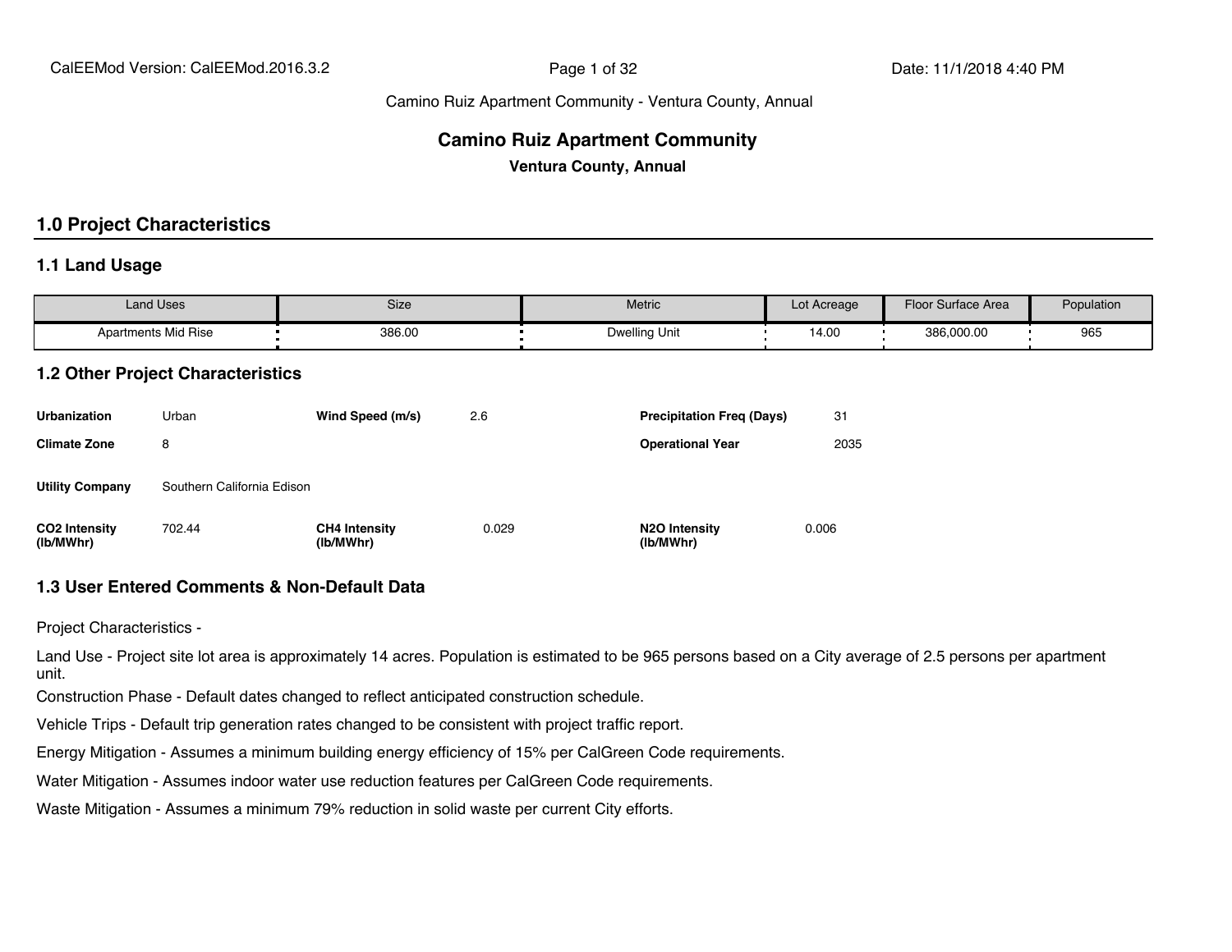Camino Ruiz Apartment Community - Ventura County, Annual

# Camino Ruiz Apartment Community

**Ventura County, Annual**

## 1.0 Project Characteristics

### 1.1 Land Usage

| Land Uses | Size | Metric | Lot Acreage | Floor Surface Area | Population |
|---|---|---|---|---|---|
| Apartments Mid Rise | 386.00 | Dwelling Unit | 14.00 | 386,000.00 | 965 |

### 1.2 Other Project Characteristics

| | | | | | |
|---|---|---|---|---|---|
| **Urbanization** | Urban | **Wind Speed (m/s)** | 2.6 | **Precipitation Freq (Days)** | 31 |
| **Climate Zone** | 8 | | | **Operational Year** | 2035 |
| **Utility Company** | Southern California Edison | | | | |
| **CO2 Intensity (lb/MWhr)** | 702.44 | **CH4 Intensity (lb/MWhr)** | 0.029 | **N2O Intensity (lb/MWhr)** | 0.006 |

### 1.3 User Entered Comments & Non-Default Data

Project Characteristics -

Land Use - Project site lot area is approximately 14 acres. Population is estimated to be 965 persons based on a City average of 2.5 persons per apartment unit.

Construction Phase - Default dates changed to reflect anticipated construction schedule.

Vehicle Trips - Default trip generation rates changed to be consistent with project traffic report.

Energy Mitigation - Assumes a minimum building energy efficiency of 15% per CalGreen Code requirements.

Water Mitigation - Assumes indoor water use reduction features per CalGreen Code requirements.

Waste Mitigation - Assumes a minimum 79% reduction in solid waste per current City efforts.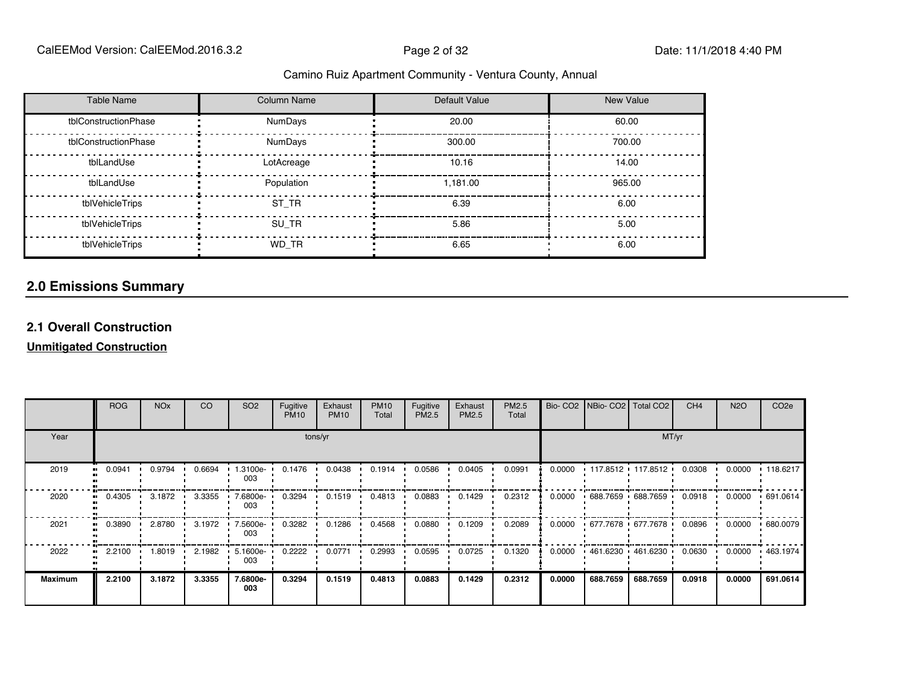| Table Name | Column Name | Default Value | New Value |
|---|---|---|---|
| tblConstructionPhase | NumDays | 20.00 | 60.00 |
| tblConstructionPhase | NumDays | 300.00 | 700.00 |
| tblLandUse | LotAcreage | 10.16 | 14.00 |
| tblLandUse | Population | 1,181.00 | 965.00 |
| tblVehicleTrips | ST_TR | 6.39 | 6.00 |
| tblVehicleTrips | SU_TR | 5.86 | 5.00 |
| tblVehicleTrips | WD_TR | 6.65 | 6.00 |

## 2.0 Emissions Summary

### 2.1 Overall Construction

**Unmitigated Construction**

| | ROG | NOx | CO | SO2 | Fugitive PM10 | Exhaust PM10 | PM10 Total | Fugitive PM2.5 | Exhaust PM2.5 | PM2.5 Total | Bio- CO2 | NBio- CO2 | Total CO2 | CH4 | N2O | CO2e |
|---|---|---|---|---|---|---|---|---|---|---|---|---|---|---|---|---|
| Year | tons/yr | | | | | | | | | | MT/yr | | | | | |
| 2019 | 0.0941 | 0.9794 | 0.6694 | 1.3100e-003 | 0.1476 | 0.0438 | 0.1914 | 0.0586 | 0.0405 | 0.0991 | 0.0000 | 117.8512 | 117.8512 | 0.0308 | 0.0000 | 118.6217 |
| 2020 | 0.4305 | 3.1872 | 3.3355 | 7.6800e-003 | 0.3294 | 0.1519 | 0.4813 | 0.0883 | 0.1429 | 0.2312 | 0.0000 | 688.7659 | 688.7659 | 0.0918 | 0.0000 | 691.0614 |
| 2021 | 0.3890 | 2.8780 | 3.1972 | 7.5600e-003 | 0.3282 | 0.1286 | 0.4568 | 0.0880 | 0.1209 | 0.2089 | 0.0000 | 677.7678 | 677.7678 | 0.0896 | 0.0000 | 680.0079 |
| 2022 | 2.2100 | 1.8019 | 2.1982 | 5.1600e-003 | 0.2222 | 0.0771 | 0.2993 | 0.0595 | 0.0725 | 0.1320 | 0.0000 | 461.6230 | 461.6230 | 0.0630 | 0.0000 | 463.1974 |
| **Maximum** | **2.2100** | **3.1872** | **3.3355** | **7.6800e-003** | **0.3294** | **0.1519** | **0.4813** | **0.0883** | **0.1429** | **0.2312** | **0.0000** | **688.7659** | **688.7659** | **0.0918** | **0.0000** | **691.0614** |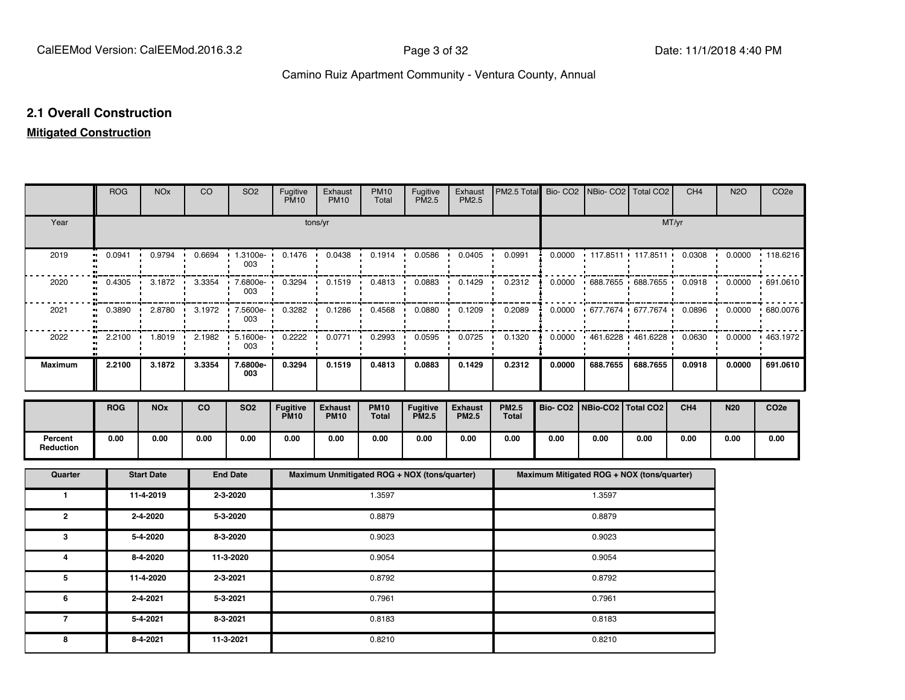## 2.1 Overall Construction

**Mitigated Construction**

| | ROG | NOx | CO | SO2 | Fugitive PM10 | Exhaust PM10 | PM10 Total | Fugitive PM2.5 | Exhaust PM2.5 | PM2.5 Total | Bio- CO2 | NBio- CO2 | Total CO2 | CH4 | N2O | CO2e |
|---|---|---|---|---|---|---|---|---|---|---|---|---|---|---|---|---|
| Year | tons/yr | | | | | | | | | | MT/yr | | | | | |
| 2019 | 0.0941 | 0.9794 | 0.6694 | 1.3100e-003 | 0.1476 | 0.0438 | 0.1914 | 0.0586 | 0.0405 | 0.0991 | 0.0000 | 117.8511 | 117.8511 | 0.0308 | 0.0000 | 118.6216 |
| 2020 | 0.4305 | 3.1872 | 3.3354 | 7.6800e-003 | 0.3294 | 0.1519 | 0.4813 | 0.0883 | 0.1429 | 0.2312 | 0.0000 | 688.7655 | 688.7655 | 0.0918 | 0.0000 | 691.0610 |
| 2021 | 0.3890 | 2.8780 | 3.1972 | 7.5600e-003 | 0.3282 | 0.1286 | 0.4568 | 0.0880 | 0.1209 | 0.2089 | 0.0000 | 677.7674 | 677.7674 | 0.0896 | 0.0000 | 680.0076 |
| 2022 | 2.2100 | 1.8019 | 2.1982 | 5.1600e-003 | 0.2222 | 0.0771 | 0.2993 | 0.0595 | 0.0725 | 0.1320 | 0.0000 | 461.6228 | 461.6228 | 0.0630 | 0.0000 | 463.1972 |
| **Maximum** | **2.2100** | **3.1872** | **3.3354** | **7.6800e-003** | **0.3294** | **0.1519** | **0.4813** | **0.0883** | **0.1429** | **0.2312** | **0.0000** | **688.7655** | **688.7655** | **0.0918** | **0.0000** | **691.0610** |

| | **ROG** | **NOx** | **CO** | **SO2** | **Fugitive PM10** | **Exhaust PM10** | **PM10 Total** | **Fugitive PM2.5** | **Exhaust PM2.5** | **PM2.5 Total** | **Bio- CO2** | **NBio-CO2** | **Total CO2** | **CH4** | **N20** | **CO2e** |
|---|---|---|---|---|---|---|---|---|---|---|---|---|---|---|---|---|
| **Percent Reduction** | **0.00** | **0.00** | **0.00** | **0.00** | **0.00** | **0.00** | **0.00** | **0.00** | **0.00** | **0.00** | **0.00** | **0.00** | **0.00** | **0.00** | **0.00** | **0.00** |

| Quarter | Start Date | End Date | Maximum Unmitigated ROG + NOX (tons/quarter) | Maximum Mitigated ROG + NOX (tons/quarter) |
|---|---|---|---|---|
| 1 | 11-4-2019 | 2-3-2020 | 1.3597 | 1.3597 |
| 2 | 2-4-2020 | 5-3-2020 | 0.8879 | 0.8879 |
| 3 | 5-4-2020 | 8-3-2020 | 0.9023 | 0.9023 |
| 4 | 8-4-2020 | 11-3-2020 | 0.9054 | 0.9054 |
| 5 | 11-4-2020 | 2-3-2021 | 0.8792 | 0.8792 |
| 6 | 2-4-2021 | 5-3-2021 | 0.7961 | 0.7961 |
| 7 | 5-4-2021 | 8-3-2021 | 0.8183 | 0.8183 |
| 8 | 8-4-2021 | 11-3-2021 | 0.8210 | 0.8210 |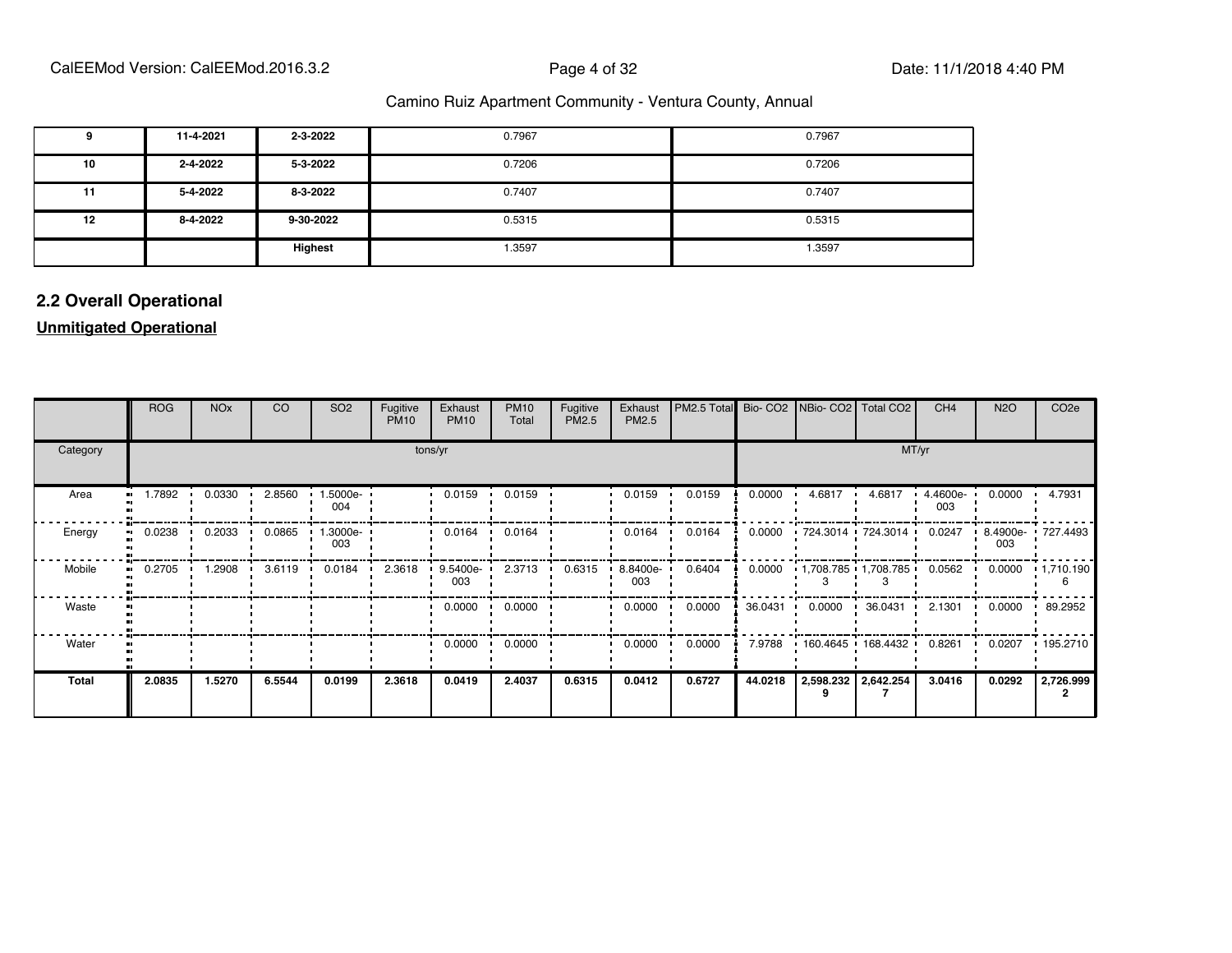| 9 | 11-4-2021 | 2-3-2022 | 0.7967 | 0.7967 |
|---|---|---|---|---|
| 10 | 2-4-2022 | 5-3-2022 | 0.7206 | 0.7206 |
| 11 | 5-4-2022 | 8-3-2022 | 0.7407 | 0.7407 |
| 12 | 8-4-2022 | 9-30-2022 | 0.5315 | 0.5315 |
| | | **Highest** | 1.3597 | 1.3597 |

## 2.2 Overall Operational

**Unmitigated Operational**

| | ROG | NOx | CO | SO2 | Fugitive PM10 | Exhaust PM10 | PM10 Total | Fugitive PM2.5 | Exhaust PM2.5 | PM2.5 Total | Bio- CO2 | NBio- CO2 | Total CO2 | CH4 | N2O | CO2e |
|---|---|---|---|---|---|---|---|---|---|---|---|---|---|---|---|---|
| Category | tons/yr | | | | | | | | | | MT/yr | | | | | |
| Area | 1.7892 | 0.0330 | 2.8560 | 1.5000e-004 | | 0.0159 | 0.0159 | | 0.0159 | 0.0159 | 0.0000 | 4.6817 | 4.6817 | 4.4600e-003 | 0.0000 | 4.7931 |
| Energy | 0.0238 | 0.2033 | 0.0865 | 1.3000e-003 | | 0.0164 | 0.0164 | | 0.0164 | 0.0164 | 0.0000 | 724.3014 | 724.3014 | 0.0247 | 8.4900e-003 | 727.4493 |
| Mobile | 0.2705 | 1.2908 | 3.6119 | 0.0184 | 2.3618 | 9.5400e-003 | 2.3713 | 0.6315 | 8.8400e-003 | 0.6404 | 0.0000 | 1,708.7853 | 1,708.7853 | 0.0562 | 0.0000 | 1,710.1906 |
| Waste | | | | | | 0.0000 | 0.0000 | | 0.0000 | 0.0000 | 36.0431 | 0.0000 | 36.0431 | 2.1301 | 0.0000 | 89.2952 |
| Water | | | | | | 0.0000 | 0.0000 | | 0.0000 | 0.0000 | 7.9788 | 160.4645 | 168.4432 | 0.8261 | 0.0207 | 195.2710 |
| **Total** | **2.0835** | **1.5270** | **6.5544** | **0.0199** | **2.3618** | **0.0419** | **2.4037** | **0.6315** | **0.0412** | **0.6727** | **44.0218** | **2,598.2329** | **2,642.2547** | **3.0416** | **0.0292** | **2,726.9992** |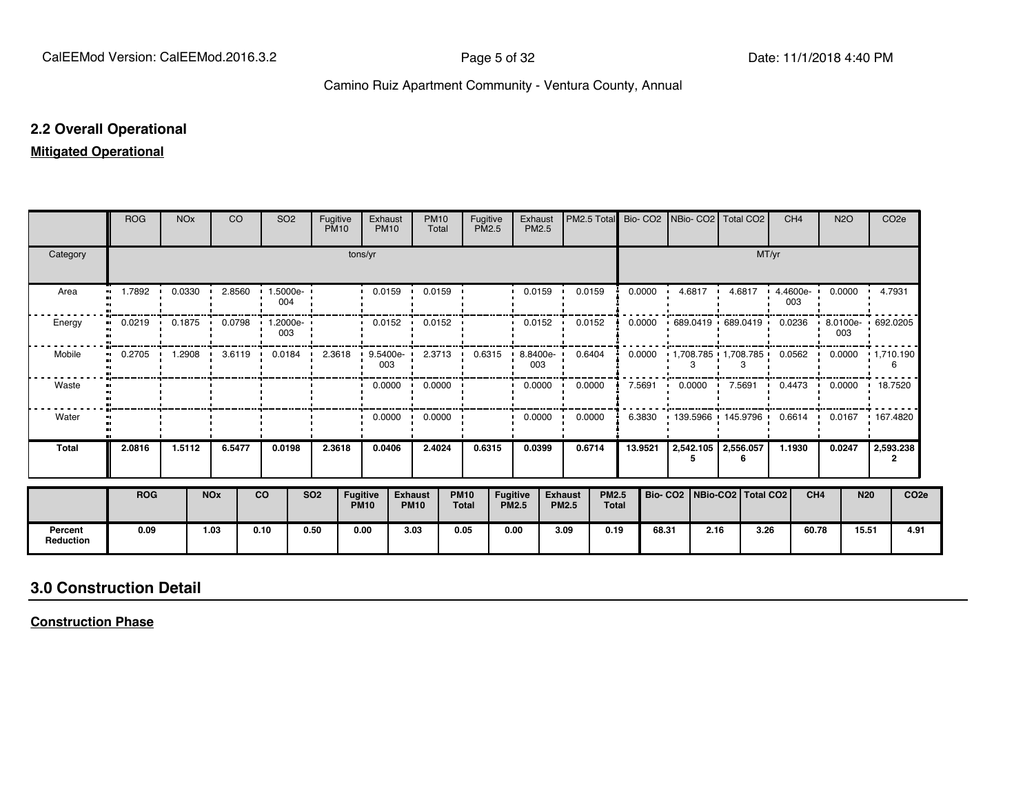## 2.2 Overall Operational

**Mitigated Operational**

| | ROG | NOx | CO | SO2 | Fugitive PM10 | Exhaust PM10 | PM10 Total | Fugitive PM2.5 | Exhaust PM2.5 | PM2.5 Total | Bio- CO2 | NBio- CO2 | Total CO2 | CH4 | N2O | CO2e |
|---|---|---|---|---|---|---|---|---|---|---|---|---|---|---|---|---|
| Category | tons/yr | | | | | | | | | | MT/yr | | | | | |
| Area | 1.7892 | 0.0330 | 2.8560 | 1.5000e-004 | | 0.0159 | 0.0159 | | 0.0159 | 0.0159 | 0.0000 | 4.6817 | 4.6817 | 4.4600e-003 | 0.0000 | 4.7931 |
| Energy | 0.0219 | 0.1875 | 0.0798 | 1.2000e-003 | | 0.0152 | 0.0152 | | 0.0152 | 0.0152 | 0.0000 | 689.0419 | 689.0419 | 0.0236 | 8.0100e-003 | 692.0205 |
| Mobile | 0.2705 | 1.2908 | 3.6119 | 0.0184 | 2.3618 | 9.5400e-003 | 2.3713 | 0.6315 | 8.8400e-003 | 0.6404 | 0.0000 | 1,708.785 3 | 1,708.785 3 | 0.0562 | 0.0000 | 1,710.190 6 |
| Waste | | | | | | 0.0000 | 0.0000 | | 0.0000 | 0.0000 | 7.5691 | 0.0000 | 7.5691 | 0.4473 | 0.0000 | 18.7520 |
| Water | | | | | | 0.0000 | 0.0000 | | 0.0000 | 0.0000 | 6.3830 | 139.5966 | 145.9796 | 0.6614 | 0.0167 | 167.4820 |
| **Total** | **2.0816** | **1.5112** | **6.5477** | **0.0198** | **2.3618** | **0.0406** | **2.4024** | **0.6315** | **0.0399** | **0.6714** | **13.9521** | **2,542.105 5** | **2,556.057 6** | **1.1930** | **0.0247** | **2,593.238 2** |

| | ROG | NOx | CO | SO2 | Fugitive PM10 | Exhaust PM10 | PM10 Total | Fugitive PM2.5 | Exhaust PM2.5 | PM2.5 Total | Bio- CO2 | NBio-CO2 | Total CO2 | CH4 | N20 | CO2e |
|---|---|---|---|---|---|---|---|---|---|---|---|---|---|---|---|---|
| **Percent Reduction** | 0.09 | 1.03 | 0.10 | 0.50 | 0.00 | 3.03 | 0.05 | 0.00 | 3.09 | 0.19 | 68.31 | 2.16 | 3.26 | 60.78 | 15.51 | 4.91 |

## 3.0 Construction Detail

**Construction Phase**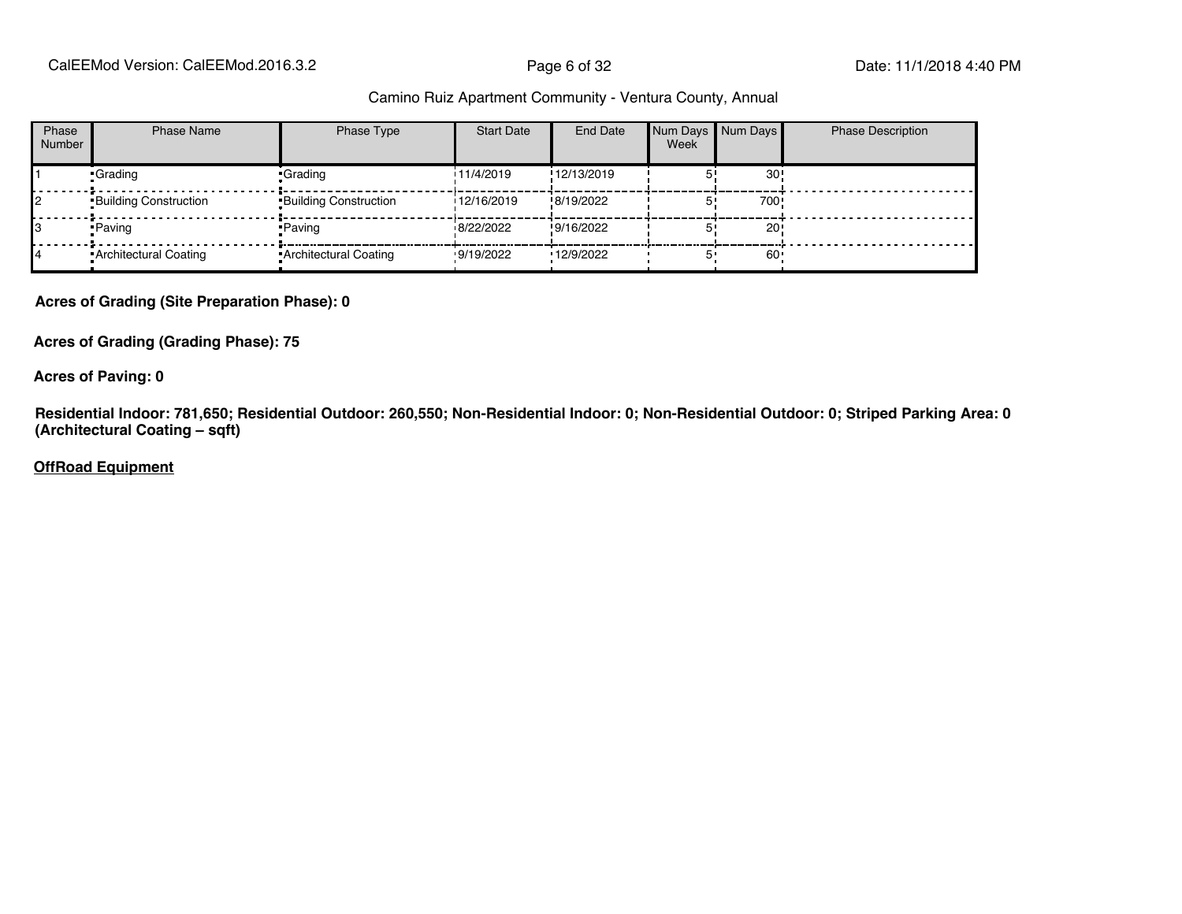Camino Ruiz Apartment Community - Ventura County, Annual

| Phase Number | Phase Name | Phase Type | Start Date | End Date | Num Days Week | Num Days | Phase Description |
|---|---|---|---|---|---|---|---|
| 1 | Grading | Grading | 11/4/2019 | 12/13/2019 | 5 | 30 | |
| 2 | Building Construction | Building Construction | 12/16/2019 | 8/19/2022 | 5 | 700 | |
| 3 | Paving | Paving | 8/22/2022 | 9/16/2022 | 5 | 20 | |
| 4 | Architectural Coating | Architectural Coating | 9/19/2022 | 12/9/2022 | 5 | 60 | |

**Acres of Grading (Site Preparation Phase): 0**

**Acres of Grading (Grading Phase): 75**

**Acres of Paving: 0**

**Residential Indoor: 781,650; Residential Outdoor: 260,550; Non-Residential Indoor: 0; Non-Residential Outdoor: 0; Striped Parking Area: 0 (Architectural Coating – sqft)**

**OffRoad Equipment**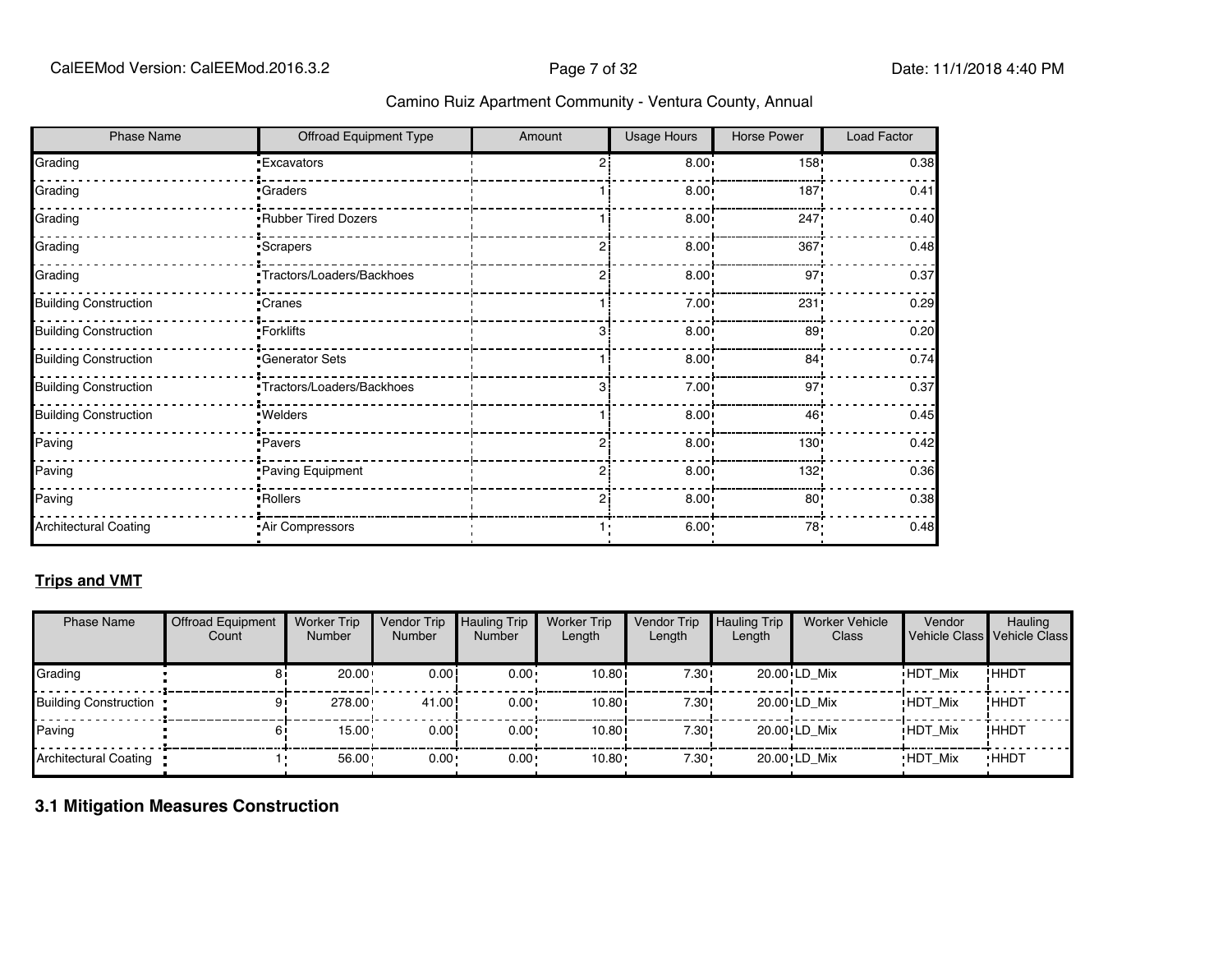| Phase Name | Offroad Equipment Type | Amount | Usage Hours | Horse Power | Load Factor |
|---|---|---|---|---|---|
| Grading | Excavators | 2 | 8.00 | 158 | 0.38 |
| Grading | Graders | 1 | 8.00 | 187 | 0.41 |
| Grading | Rubber Tired Dozers | 1 | 8.00 | 247 | 0.40 |
| Grading | Scrapers | 2 | 8.00 | 367 | 0.48 |
| Grading | Tractors/Loaders/Backhoes | 2 | 8.00 | 97 | 0.37 |
| Building Construction | Cranes | 1 | 7.00 | 231 | 0.29 |
| Building Construction | Forklifts | 3 | 8.00 | 89 | 0.20 |
| Building Construction | Generator Sets | 1 | 8.00 | 84 | 0.74 |
| Building Construction | Tractors/Loaders/Backhoes | 3 | 7.00 | 97 | 0.37 |
| Building Construction | Welders | 1 | 8.00 | 46 | 0.45 |
| Paving | Pavers | 2 | 8.00 | 130 | 0.42 |
| Paving | Paving Equipment | 2 | 8.00 | 132 | 0.36 |
| Paving | Rollers | 2 | 8.00 | 80 | 0.38 |
| Architectural Coating | Air Compressors | 1 | 6.00 | 78 | 0.48 |

**Trips and VMT**

| Phase Name | Offroad Equipment Count | Worker Trip Number | Vendor Trip Number | Hauling Trip Number | Worker Trip Length | Vendor Trip Length | Hauling Trip Length | Worker Vehicle Class | Vendor Vehicle Class | Hauling Vehicle Class |
|---|---|---|---|---|---|---|---|---|---|---|
| Grading | 8 | 20.00 | 0.00 | 0.00 | 10.80 | 7.30 | 20.00 | LD_Mix | HDT_Mix | HHDT |
| Building Construction | 9 | 278.00 | 41.00 | 0.00 | 10.80 | 7.30 | 20.00 | LD_Mix | HDT_Mix | HHDT |
| Paving | 6 | 15.00 | 0.00 | 0.00 | 10.80 | 7.30 | 20.00 | LD_Mix | HDT_Mix | HHDT |
| Architectural Coating | 1 | 56.00 | 0.00 | 0.00 | 10.80 | 7.30 | 20.00 | LD_Mix | HDT_Mix | HHDT |

## 3.1 Mitigation Measures Construction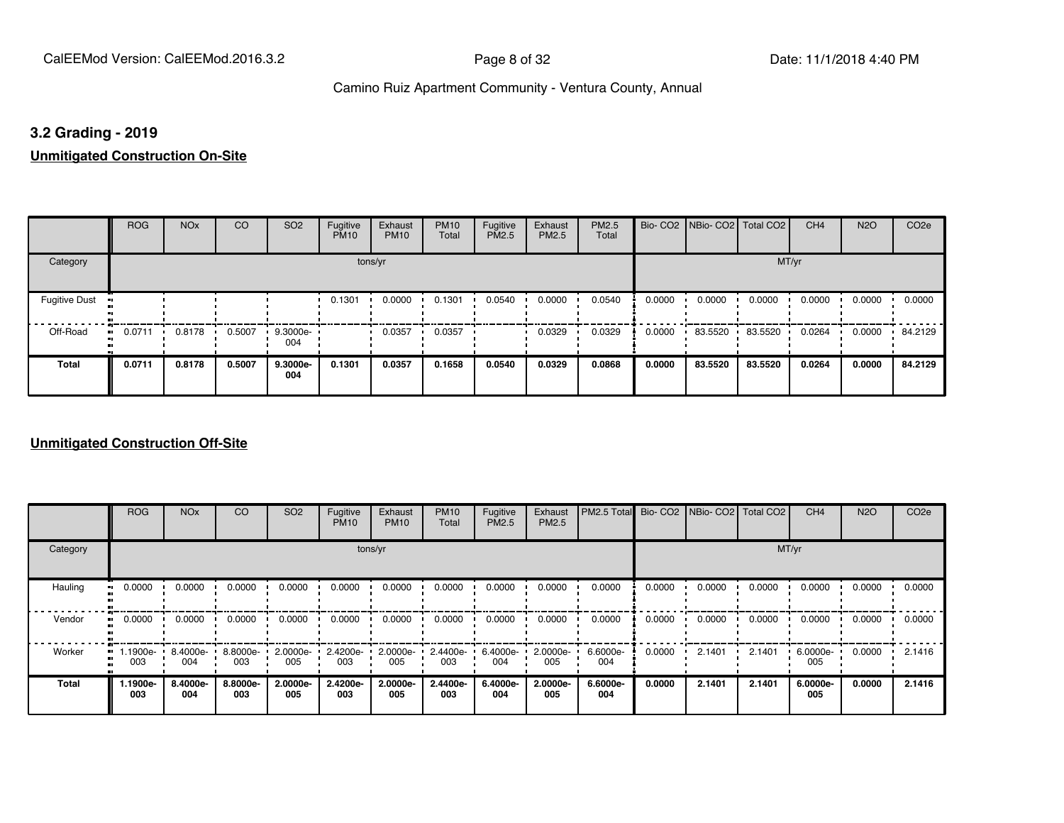## 3.2 Grading - 2019

**Unmitigated Construction On-Site**

| | ROG | NOx | CO | SO2 | Fugitive PM10 | Exhaust PM10 | PM10 Total | Fugitive PM2.5 | Exhaust PM2.5 | PM2.5 Total | Bio- CO2 | NBio- CO2 | Total CO2 | CH4 | N2O | CO2e |
|---|---|---|---|---|---|---|---|---|---|---|---|---|---|---|---|---|
| Category | tons/yr | | | | | | | | | | MT/yr | | | | | |
| Fugitive Dust | | | | | 0.1301 | 0.0000 | 0.1301 | 0.0540 | 0.0000 | 0.0540 | 0.0000 | 0.0000 | 0.0000 | 0.0000 | 0.0000 | 0.0000 |
| Off-Road | 0.0711 | 0.8178 | 0.5007 | 9.3000e-004 | | 0.0357 | 0.0357 | | 0.0329 | 0.0329 | 0.0000 | 83.5520 | 83.5520 | 0.0264 | 0.0000 | 84.2129 |
| **Total** | **0.0711** | **0.8178** | **0.5007** | **9.3000e-004** | **0.1301** | **0.0357** | **0.1658** | **0.0540** | **0.0329** | **0.0868** | **0.0000** | **83.5520** | **83.5520** | **0.0264** | **0.0000** | **84.2129** |

**Unmitigated Construction Off-Site**

| | ROG | NOx | CO | SO2 | Fugitive PM10 | Exhaust PM10 | PM10 Total | Fugitive PM2.5 | Exhaust PM2.5 | PM2.5 Total | Bio- CO2 | NBio- CO2 | Total CO2 | CH4 | N2O | CO2e |
|---|---|---|---|---|---|---|---|---|---|---|---|---|---|---|---|---|
| Category | tons/yr | | | | | | | | | | MT/yr | | | | | |
| Hauling | 0.0000 | 0.0000 | 0.0000 | 0.0000 | 0.0000 | 0.0000 | 0.0000 | 0.0000 | 0.0000 | 0.0000 | 0.0000 | 0.0000 | 0.0000 | 0.0000 | 0.0000 | 0.0000 |
| Vendor | 0.0000 | 0.0000 | 0.0000 | 0.0000 | 0.0000 | 0.0000 | 0.0000 | 0.0000 | 0.0000 | 0.0000 | 0.0000 | 0.0000 | 0.0000 | 0.0000 | 0.0000 | 0.0000 |
| Worker | 1.1900e-003 | 8.4000e-004 | 8.8000e-003 | 2.0000e-005 | 2.4200e-003 | 2.0000e-005 | 2.4400e-003 | 6.4000e-004 | 2.0000e-005 | 6.6000e-004 | 0.0000 | 2.1401 | 2.1401 | 6.0000e-005 | 0.0000 | 2.1416 |
| **Total** | **1.1900e-003** | **8.4000e-004** | **8.8000e-003** | **2.0000e-005** | **2.4200e-003** | **2.0000e-005** | **2.4400e-003** | **6.4000e-004** | **2.0000e-005** | **6.6000e-004** | **0.0000** | **2.1401** | **2.1401** | **6.0000e-005** | **0.0000** | **2.1416** |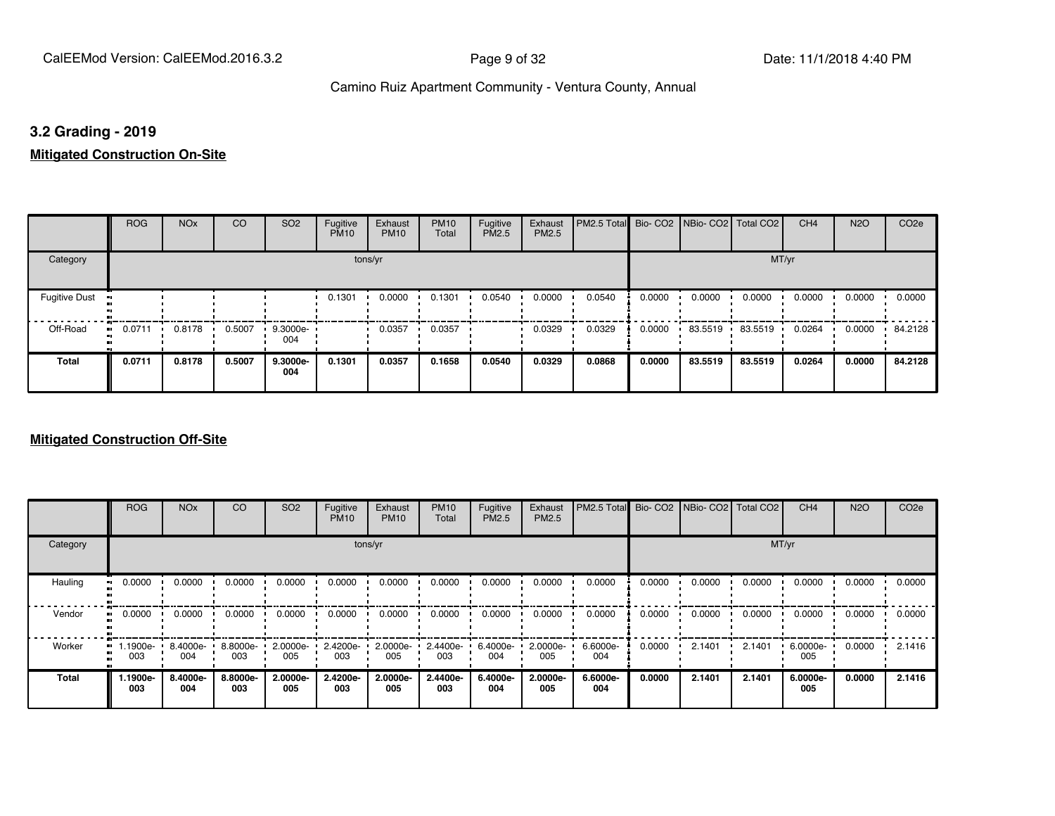## 3.2 Grading - 2019

### **Mitigated Construction On-Site**

| | ROG | NOx | CO | SO2 | Fugitive PM10 | Exhaust PM10 | PM10 Total | Fugitive PM2.5 | Exhaust PM2.5 | PM2.5 Total | Bio- CO2 | NBio- CO2 | Total CO2 | CH4 | N2O | CO2e |
|---|---|---|---|---|---|---|---|---|---|---|---|---|---|---|---|---|
| Category | tons/yr | | | | | | | | | | MT/yr | | | | | |
| Fugitive Dust | | | | | 0.1301 | 0.0000 | 0.1301 | 0.0540 | 0.0000 | 0.0540 | 0.0000 | 0.0000 | 0.0000 | 0.0000 | 0.0000 | 0.0000 |
| Off-Road | 0.0711 | 0.8178 | 0.5007 | 9.3000e-004 | | 0.0357 | 0.0357 | | 0.0329 | 0.0329 | 0.0000 | 83.5519 | 83.5519 | 0.0264 | 0.0000 | 84.2128 |
| **Total** | **0.0711** | **0.8178** | **0.5007** | **9.3000e-004** | **0.1301** | **0.0357** | **0.1658** | **0.0540** | **0.0329** | **0.0868** | **0.0000** | **83.5519** | **83.5519** | **0.0264** | **0.0000** | **84.2128** |

### **Mitigated Construction Off-Site**

| | ROG | NOx | CO | SO2 | Fugitive PM10 | Exhaust PM10 | PM10 Total | Fugitive PM2.5 | Exhaust PM2.5 | PM2.5 Total | Bio- CO2 | NBio- CO2 | Total CO2 | CH4 | N2O | CO2e |
|---|---|---|---|---|---|---|---|---|---|---|---|---|---|---|---|---|
| Category | tons/yr | | | | | | | | | | MT/yr | | | | | |
| Hauling | 0.0000 | 0.0000 | 0.0000 | 0.0000 | 0.0000 | 0.0000 | 0.0000 | 0.0000 | 0.0000 | 0.0000 | 0.0000 | 0.0000 | 0.0000 | 0.0000 | 0.0000 | 0.0000 |
| Vendor | 0.0000 | 0.0000 | 0.0000 | 0.0000 | 0.0000 | 0.0000 | 0.0000 | 0.0000 | 0.0000 | 0.0000 | 0.0000 | 0.0000 | 0.0000 | 0.0000 | 0.0000 | 0.0000 |
| Worker | 1.1900e-003 | 8.4000e-004 | 8.8000e-003 | 2.0000e-005 | 2.4200e-003 | 2.0000e-005 | 2.4400e-003 | 6.4000e-004 | 2.0000e-005 | 6.6000e-004 | 0.0000 | 2.1401 | 2.1401 | 6.0000e-005 | 0.0000 | 2.1416 |
| **Total** | **1.1900e-003** | **8.4000e-004** | **8.8000e-003** | **2.0000e-005** | **2.4200e-003** | **2.0000e-005** | **2.4400e-003** | **6.4000e-004** | **2.0000e-005** | **6.6000e-004** | **0.0000** | **2.1401** | **2.1401** | **6.0000e-005** | **0.0000** | **2.1416** |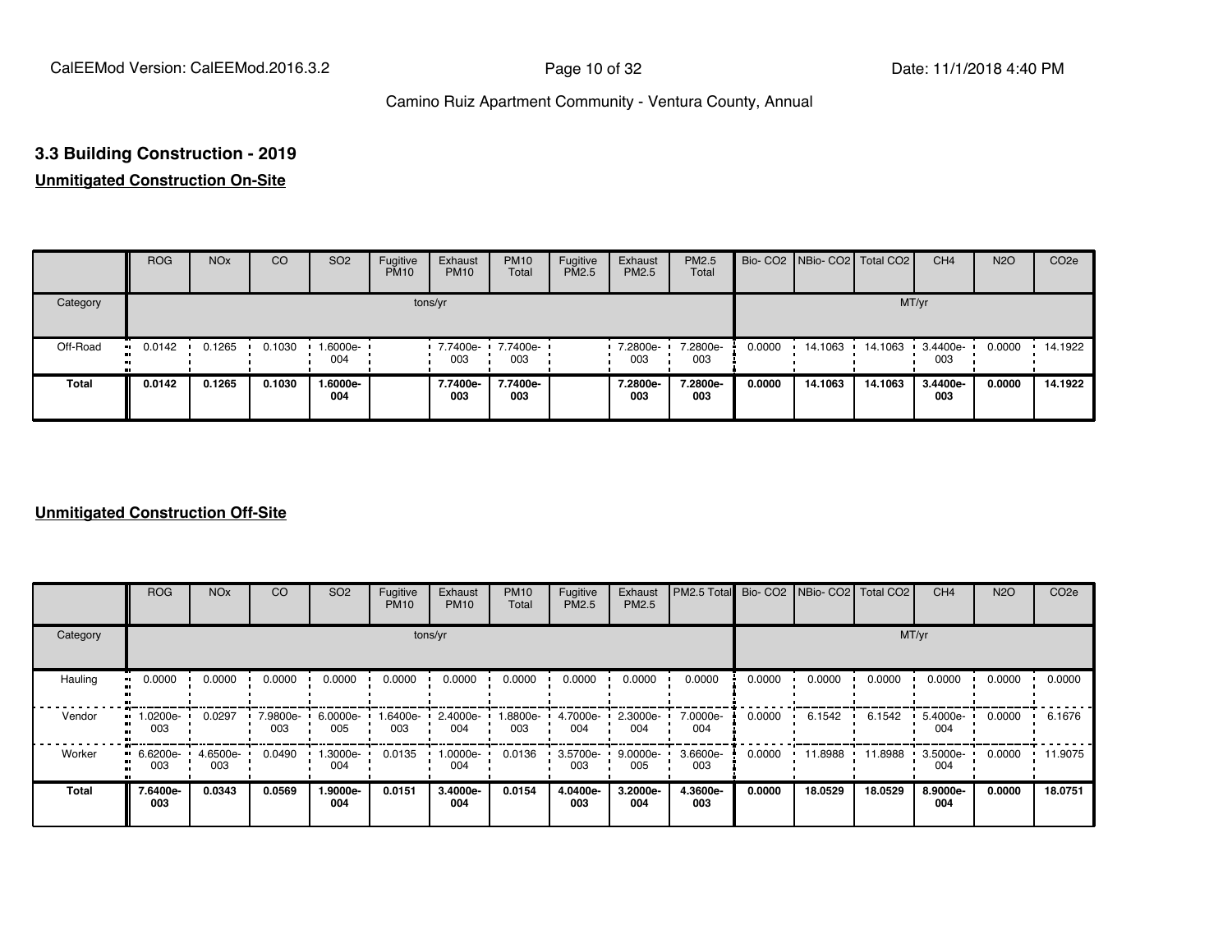## 3.3 Building Construction - 2019

### Unmitigated Construction On-Site

| | ROG | NOx | CO | SO2 | Fugitive PM10 | Exhaust PM10 | PM10 Total | Fugitive PM2.5 | Exhaust PM2.5 | PM2.5 Total | Bio- CO2 | NBio- CO2 | Total CO2 | CH4 | N2O | CO2e |
|---|---|---|---|---|---|---|---|---|---|---|---|---|---|---|---|---|
| Category | tons/yr | | | | | | | | | | MT/yr | | | | | |
| Off-Road | 0.0142 | 0.1265 | 0.1030 | 1.6000e-004 | | 7.7400e-003 | 7.7400e-003 | | 7.2800e-003 | 7.2800e-003 | 0.0000 | 14.1063 | 14.1063 | 3.4400e-003 | 0.0000 | 14.1922 |
| **Total** | **0.0142** | **0.1265** | **0.1030** | **1.6000e-004** | | **7.7400e-003** | **7.7400e-003** | | **7.2800e-003** | **7.2800e-003** | **0.0000** | **14.1063** | **14.1063** | **3.4400e-003** | **0.0000** | **14.1922** |

### Unmitigated Construction Off-Site

| | ROG | NOx | CO | SO2 | Fugitive PM10 | Exhaust PM10 | PM10 Total | Fugitive PM2.5 | Exhaust PM2.5 | PM2.5 Total | Bio- CO2 | NBio- CO2 | Total CO2 | CH4 | N2O | CO2e |
|---|---|---|---|---|---|---|---|---|---|---|---|---|---|---|---|---|
| Category | tons/yr | | | | | | | | | | MT/yr | | | | | |
| Hauling | 0.0000 | 0.0000 | 0.0000 | 0.0000 | 0.0000 | 0.0000 | 0.0000 | 0.0000 | 0.0000 | 0.0000 | 0.0000 | 0.0000 | 0.0000 | 0.0000 | 0.0000 | 0.0000 |
| Vendor | 1.0200e-003 | 0.0297 | 7.9800e-003 | 6.0000e-005 | 1.6400e-003 | 2.4000e-004 | 1.8800e-003 | 4.7000e-004 | 2.3000e-004 | 7.0000e-004 | 0.0000 | 6.1542 | 6.1542 | 5.4000e-004 | 0.0000 | 6.1676 |
| Worker | 6.6200e-003 | 4.6500e-003 | 0.0490 | 1.3000e-004 | 0.0135 | 1.0000e-004 | 0.0136 | 3.5700e-003 | 9.0000e-005 | 3.6600e-003 | 0.0000 | 11.8988 | 11.8988 | 3.5000e-004 | 0.0000 | 11.9075 |
| **Total** | **7.6400e-003** | **0.0343** | **0.0569** | **1.9000e-004** | **0.0151** | **3.4000e-004** | **0.0154** | **4.0400e-003** | **3.2000e-004** | **4.3600e-003** | **0.0000** | **18.0529** | **18.0529** | **8.9000e-004** | **0.0000** | **18.0751** |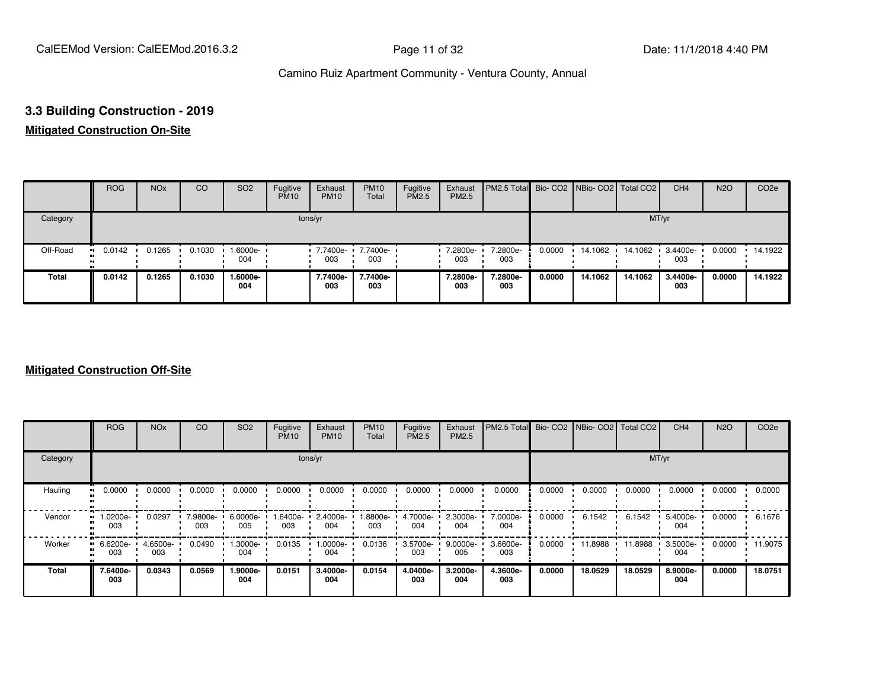## 3.3 Building Construction - 2019

**Mitigated Construction On-Site**

| | ROG | NOx | CO | SO2 | Fugitive PM10 | Exhaust PM10 | PM10 Total | Fugitive PM2.5 | Exhaust PM2.5 | PM2.5 Total | Bio- CO2 | NBio- CO2 | Total CO2 | CH4 | N2O | CO2e |
|---|---|---|---|---|---|---|---|---|---|---|---|---|---|---|---|---|
| Category | | | | | | tons/yr | | | | | | | | MT/yr | | |
| Off-Road | 0.0142 | 0.1265 | 0.1030 | 1.6000e-004 | | 7.7400e-003 | 7.7400e-003 | | 7.2800e-003 | 7.2800e-003 | 0.0000 | 14.1062 | 14.1062 | 3.4400e-003 | 0.0000 | 14.1922 |
| **Total** | **0.0142** | **0.1265** | **0.1030** | **1.6000e-004** | | **7.7400e-003** | **7.7400e-003** | | **7.2800e-003** | **7.2800e-003** | **0.0000** | **14.1062** | **14.1062** | **3.4400e-003** | **0.0000** | **14.1922** |

**Mitigated Construction Off-Site**

| | ROG | NOx | CO | SO2 | Fugitive PM10 | Exhaust PM10 | PM10 Total | Fugitive PM2.5 | Exhaust PM2.5 | PM2.5 Total | Bio- CO2 | NBio- CO2 | Total CO2 | CH4 | N2O | CO2e |
|---|---|---|---|---|---|---|---|---|---|---|---|---|---|---|---|---|
| Category | | | | | | tons/yr | | | | | | | | MT/yr | | |
| Hauling | 0.0000 | 0.0000 | 0.0000 | 0.0000 | 0.0000 | 0.0000 | 0.0000 | 0.0000 | 0.0000 | 0.0000 | 0.0000 | 0.0000 | 0.0000 | 0.0000 | 0.0000 | 0.0000 |
| Vendor | 1.0200e-003 | 0.0297 | 7.9800e-003 | 6.0000e-005 | 1.6400e-003 | 2.4000e-004 | 1.8800e-003 | 4.7000e-004 | 2.3000e-004 | 7.0000e-004 | 0.0000 | 6.1542 | 6.1542 | 5.4000e-004 | 0.0000 | 6.1676 |
| Worker | 6.6200e-003 | 4.6500e-003 | 0.0490 | 1.3000e-004 | 0.0135 | 1.0000e-004 | 0.0136 | 3.5700e-003 | 9.0000e-005 | 3.6600e-003 | 0.0000 | 11.8988 | 11.8988 | 3.5000e-004 | 0.0000 | 11.9075 |
| **Total** | **7.6400e-003** | **0.0343** | **0.0569** | **1.9000e-004** | **0.0151** | **3.4000e-004** | **0.0154** | **4.0400e-003** | **3.2000e-004** | **4.3600e-003** | **0.0000** | **18.0529** | **18.0529** | **8.9000e-004** | **0.0000** | **18.0751** |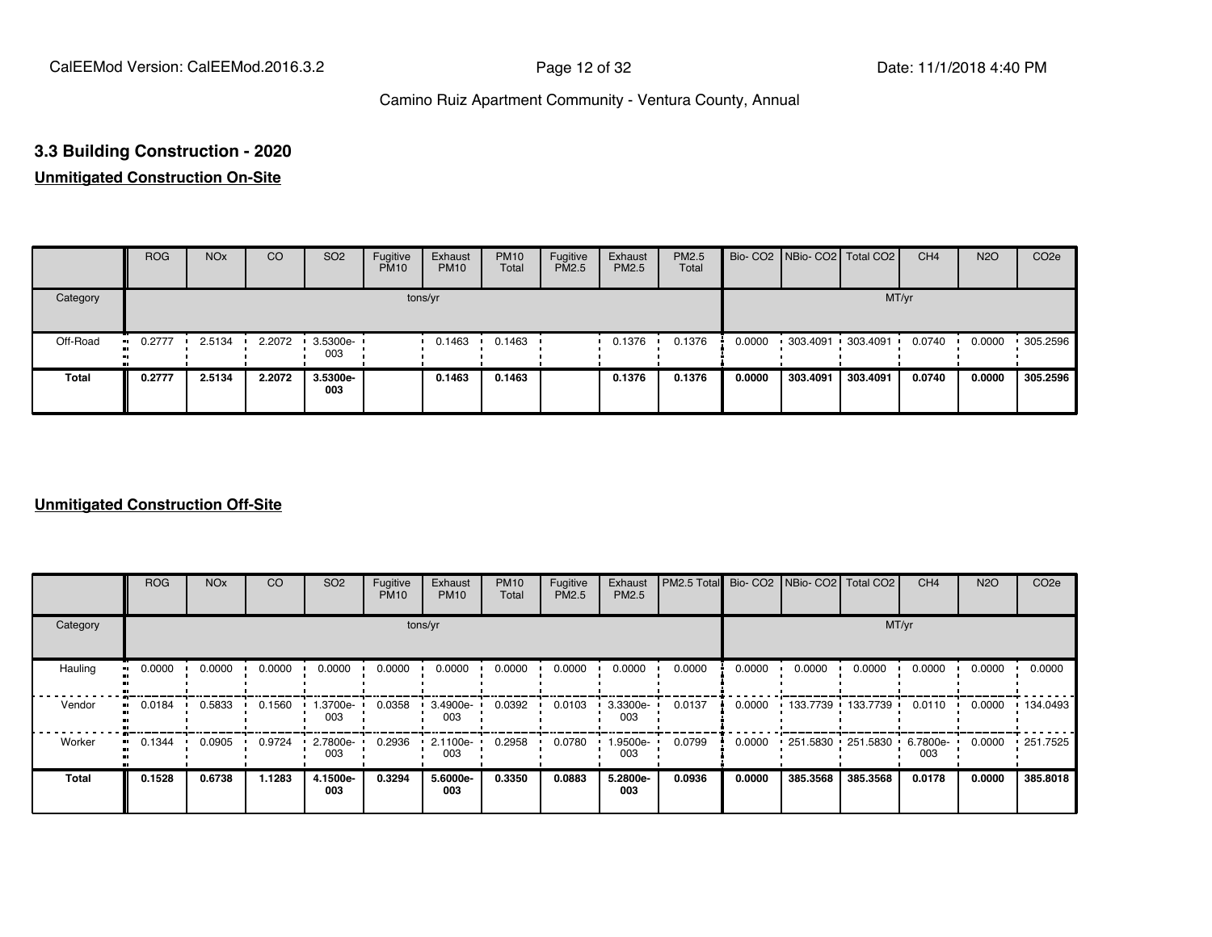## 3.3 Building Construction - 2020

### Unmitigated Construction On-Site

| | ROG | NOx | CO | SO2 | Fugitive PM10 | Exhaust PM10 | PM10 Total | Fugitive PM2.5 | Exhaust PM2.5 | PM2.5 Total | Bio- CO2 | NBio- CO2 | Total CO2 | CH4 | N2O | CO2e |
|---|---|---|---|---|---|---|---|---|---|---|---|---|---|---|---|---|
| Category | tons/yr | | | | | | | | | | MT/yr | | | | | |
| Off-Road | 0.2777 | 2.5134 | 2.2072 | 3.5300e-003 | | 0.1463 | 0.1463 | | 0.1376 | 0.1376 | 0.0000 | 303.4091 | 303.4091 | 0.0740 | 0.0000 | 305.2596 |
| **Total** | **0.2777** | **2.5134** | **2.2072** | **3.5300e-003** | | **0.1463** | **0.1463** | | **0.1376** | **0.1376** | **0.0000** | **303.4091** | **303.4091** | **0.0740** | **0.0000** | **305.2596** |

### Unmitigated Construction Off-Site

| | ROG | NOx | CO | SO2 | Fugitive PM10 | Exhaust PM10 | PM10 Total | Fugitive PM2.5 | Exhaust PM2.5 | PM2.5 Total | Bio- CO2 | NBio- CO2 | Total CO2 | CH4 | N2O | CO2e |
|---|---|---|---|---|---|---|---|---|---|---|---|---|---|---|---|---|
| Category | tons/yr | | | | | | | | | | MT/yr | | | | | |
| Hauling | 0.0000 | 0.0000 | 0.0000 | 0.0000 | 0.0000 | 0.0000 | 0.0000 | 0.0000 | 0.0000 | 0.0000 | 0.0000 | 0.0000 | 0.0000 | 0.0000 | 0.0000 | 0.0000 |
| Vendor | 0.0184 | 0.5833 | 0.1560 | 1.3700e-003 | 0.0358 | 3.4900e-003 | 0.0392 | 0.0103 | 3.3300e-003 | 0.0137 | 0.0000 | 133.7739 | 133.7739 | 0.0110 | 0.0000 | 134.0493 |
| Worker | 0.1344 | 0.0905 | 0.9724 | 2.7800e-003 | 0.2936 | 2.1100e-003 | 0.2958 | 0.0780 | 1.9500e-003 | 0.0799 | 0.0000 | 251.5830 | 251.5830 | 6.7800e-003 | 0.0000 | 251.7525 |
| **Total** | **0.1528** | **0.6738** | **1.1283** | **4.1500e-003** | **0.3294** | **5.6000e-003** | **0.3350** | **0.0883** | **5.2800e-003** | **0.0936** | **0.0000** | **385.3568** | **385.3568** | **0.0178** | **0.0000** | **385.8018** |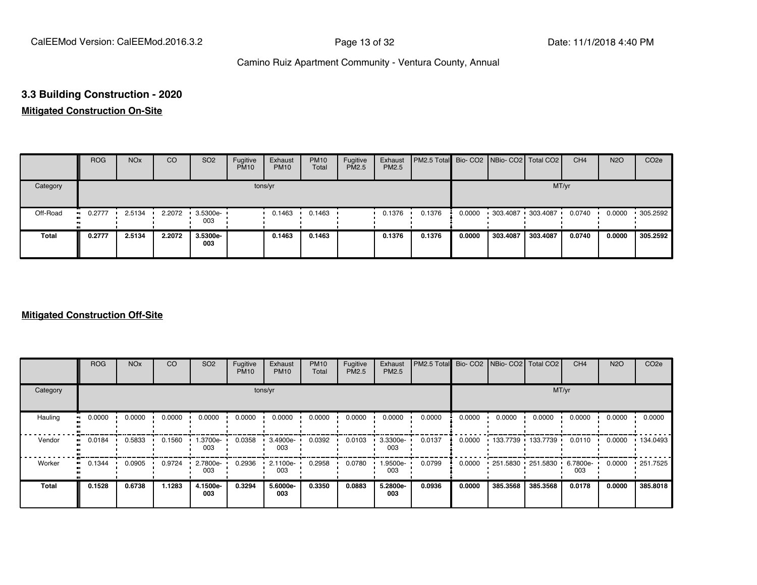### 3.3 Building Construction - 2020

**Mitigated Construction On-Site**

| | ROG | NOx | CO | SO2 | Fugitive PM10 | Exhaust PM10 | PM10 Total | Fugitive PM2.5 | Exhaust PM2.5 | PM2.5 Total | Bio- CO2 | NBio- CO2 | Total CO2 | CH4 | N2O | CO2e |
|---|---|---|---|---|---|---|---|---|---|---|---|---|---|---|---|---|
| Category | tons/yr | | | | | | | | | | MT/yr | | | | | |
| Off-Road | 0.2777 | 2.5134 | 2.2072 | 3.5300e-003 | | 0.1463 | 0.1463 | | 0.1376 | 0.1376 | 0.0000 | 303.4087 | 303.4087 | 0.0740 | 0.0000 | 305.2592 |
| **Total** | **0.2777** | **2.5134** | **2.2072** | **3.5300e-003** | | **0.1463** | **0.1463** | | **0.1376** | **0.1376** | **0.0000** | **303.4087** | **303.4087** | **0.0740** | **0.0000** | **305.2592** |

**Mitigated Construction Off-Site**

| | ROG | NOx | CO | SO2 | Fugitive PM10 | Exhaust PM10 | PM10 Total | Fugitive PM2.5 | Exhaust PM2.5 | PM2.5 Total | Bio- CO2 | NBio- CO2 | Total CO2 | CH4 | N2O | CO2e |
|---|---|---|---|---|---|---|---|---|---|---|---|---|---|---|---|---|
| Category | tons/yr | | | | | | | | | | MT/yr | | | | | |
| Hauling | 0.0000 | 0.0000 | 0.0000 | 0.0000 | 0.0000 | 0.0000 | 0.0000 | 0.0000 | 0.0000 | 0.0000 | 0.0000 | 0.0000 | 0.0000 | 0.0000 | 0.0000 | 0.0000 |
| Vendor | 0.0184 | 0.5833 | 0.1560 | 1.3700e-003 | 0.0358 | 3.4900e-003 | 0.0392 | 0.0103 | 3.3300e-003 | 0.0137 | 0.0000 | 133.7739 | 133.7739 | 0.0110 | 0.0000 | 134.0493 |
| Worker | 0.1344 | 0.0905 | 0.9724 | 2.7800e-003 | 0.2936 | 2.1100e-003 | 0.2958 | 0.0780 | 1.9500e-003 | 0.0799 | 0.0000 | 251.5830 | 251.5830 | 6.7800e-003 | 0.0000 | 251.7525 |
| **Total** | **0.1528** | **0.6738** | **1.1283** | **4.1500e-003** | **0.3294** | **5.6000e-003** | **0.3350** | **0.0883** | **5.2800e-003** | **0.0936** | **0.0000** | **385.3568** | **385.3568** | **0.0178** | **0.0000** | **385.8018** |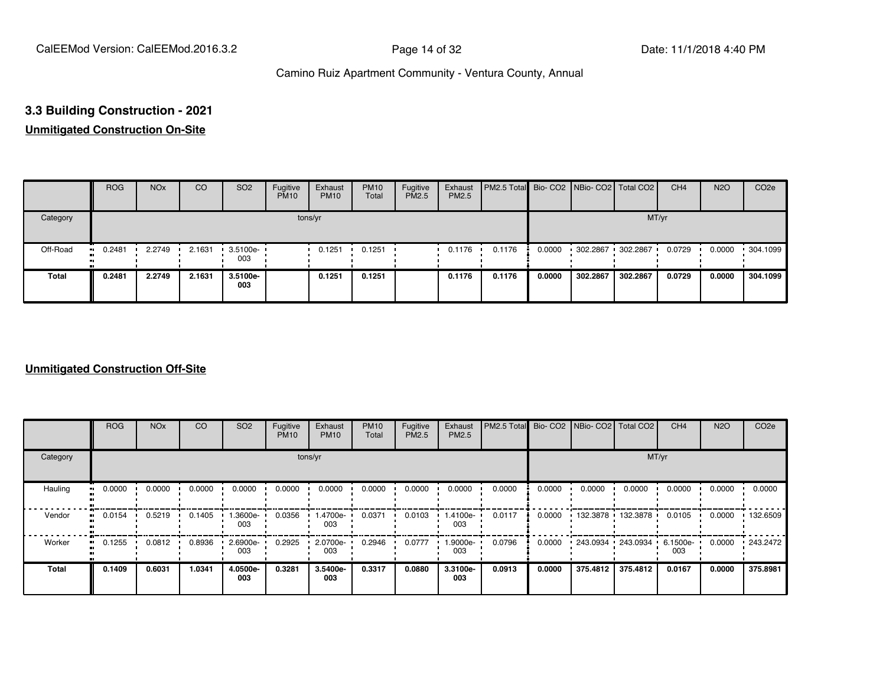## 3.3 Building Construction - 2021

**Unmitigated Construction On-Site**

| | ROG | NOx | CO | SO2 | Fugitive PM10 | Exhaust PM10 | PM10 Total | Fugitive PM2.5 | Exhaust PM2.5 | PM2.5 Total | Bio- CO2 | NBio- CO2 | Total CO2 | CH4 | N2O | CO2e |
|---|---|---|---|---|---|---|---|---|---|---|---|---|---|---|---|---|
| Category | tons/yr | | | | | | | | | | MT/yr | | | | | |
| Off-Road | 0.2481 | 2.2749 | 2.1631 | 3.5100e-003 | | 0.1251 | 0.1251 | | 0.1176 | 0.1176 | 0.0000 | 302.2867 | 302.2867 | 0.0729 | 0.0000 | 304.1099 |
| **Total** | **0.2481** | **2.2749** | **2.1631** | **3.5100e-003** | | **0.1251** | **0.1251** | | **0.1176** | **0.1176** | **0.0000** | **302.2867** | **302.2867** | **0.0729** | **0.0000** | **304.1099** |

**Unmitigated Construction Off-Site**

| | ROG | NOx | CO | SO2 | Fugitive PM10 | Exhaust PM10 | PM10 Total | Fugitive PM2.5 | Exhaust PM2.5 | PM2.5 Total | Bio- CO2 | NBio- CO2 | Total CO2 | CH4 | N2O | CO2e |
|---|---|---|---|---|---|---|---|---|---|---|---|---|---|---|---|---|
| Category | tons/yr | | | | | | | | | | MT/yr | | | | | |
| Hauling | 0.0000 | 0.0000 | 0.0000 | 0.0000 | 0.0000 | 0.0000 | 0.0000 | 0.0000 | 0.0000 | 0.0000 | 0.0000 | 0.0000 | 0.0000 | 0.0000 | 0.0000 | 0.0000 |
| Vendor | 0.0154 | 0.5219 | 0.1405 | 1.3600e-003 | 0.0356 | 1.4700e-003 | 0.0371 | 0.0103 | 1.4100e-003 | 0.0117 | 0.0000 | 132.3878 | 132.3878 | 0.0105 | 0.0000 | 132.6509 |
| Worker | 0.1255 | 0.0812 | 0.8936 | 2.6900e-003 | 0.2925 | 2.0700e-003 | 0.2946 | 0.0777 | 1.9000e-003 | 0.0796 | 0.0000 | 243.0934 | 243.0934 | 6.1500e-003 | 0.0000 | 243.2472 |
| **Total** | **0.1409** | **0.6031** | **1.0341** | **4.0500e-003** | **0.3281** | **3.5400e-003** | **0.3317** | **0.0880** | **3.3100e-003** | **0.0913** | **0.0000** | **375.4812** | **375.4812** | **0.0167** | **0.0000** | **375.8981** |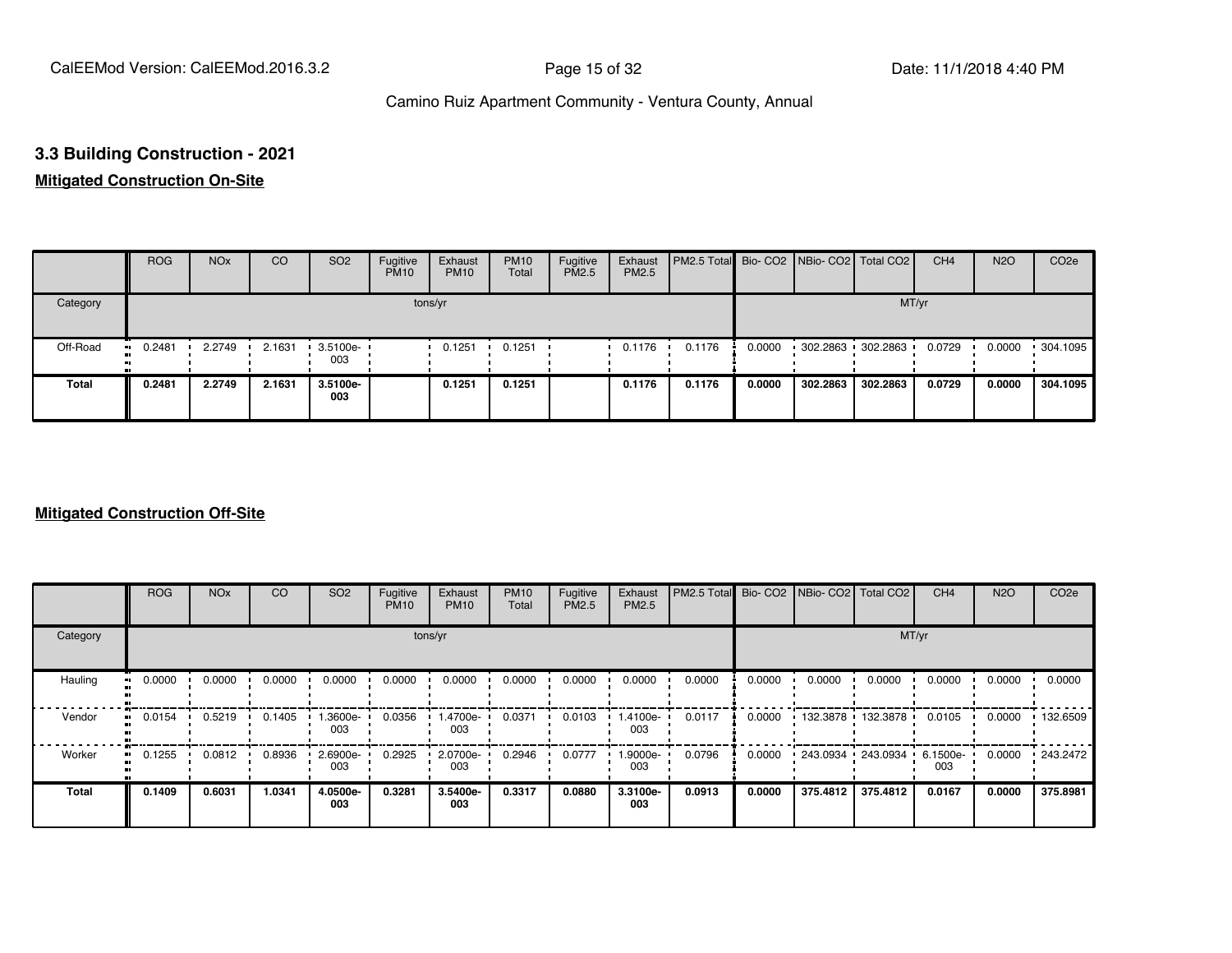## 3.3 Building Construction - 2021

**Mitigated Construction On-Site**

| | ROG | NOx | CO | SO2 | Fugitive PM10 | Exhaust PM10 | PM10 Total | Fugitive PM2.5 | Exhaust PM2.5 | PM2.5 Total | Bio- CO2 | NBio- CO2 | Total CO2 | CH4 | N2O | CO2e |
|---|---|---|---|---|---|---|---|---|---|---|---|---|---|---|---|---|
| Category | tons/yr | | | | | | | | | | MT/yr | | | | | |
| Off-Road | 0.2481 | 2.2749 | 2.1631 | 3.5100e-003 | | 0.1251 | 0.1251 | | 0.1176 | 0.1176 | 0.0000 | 302.2863 | 302.2863 | 0.0729 | 0.0000 | 304.1095 |
| **Total** | **0.2481** | **2.2749** | **2.1631** | **3.5100e-003** | | **0.1251** | **0.1251** | | **0.1176** | **0.1176** | **0.0000** | **302.2863** | **302.2863** | **0.0729** | **0.0000** | **304.1095** |

**Mitigated Construction Off-Site**

| | ROG | NOx | CO | SO2 | Fugitive PM10 | Exhaust PM10 | PM10 Total | Fugitive PM2.5 | Exhaust PM2.5 | PM2.5 Total | Bio- CO2 | NBio- CO2 | Total CO2 | CH4 | N2O | CO2e |
|---|---|---|---|---|---|---|---|---|---|---|---|---|---|---|---|---|
| Category | tons/yr | | | | | | | | | | MT/yr | | | | | |
| Hauling | 0.0000 | 0.0000 | 0.0000 | 0.0000 | 0.0000 | 0.0000 | 0.0000 | 0.0000 | 0.0000 | 0.0000 | 0.0000 | 0.0000 | 0.0000 | 0.0000 | 0.0000 | 0.0000 |
| Vendor | 0.0154 | 0.5219 | 0.1405 | 1.3600e-003 | 0.0356 | 1.4700e-003 | 0.0371 | 0.0103 | 1.4100e-003 | 0.0117 | 0.0000 | 132.3878 | 132.3878 | 0.0105 | 0.0000 | 132.6509 |
| Worker | 0.1255 | 0.0812 | 0.8936 | 2.6900e-003 | 0.2925 | 2.0700e-003 | 0.2946 | 0.0777 | 1.9000e-003 | 0.0796 | 0.0000 | 243.0934 | 243.0934 | 6.1500e-003 | 0.0000 | 243.2472 |
| **Total** | **0.1409** | **0.6031** | **1.0341** | **4.0500e-003** | **0.3281** | **3.5400e-003** | **0.3317** | **0.0880** | **3.3100e-003** | **0.0913** | **0.0000** | **375.4812** | **375.4812** | **0.0167** | **0.0000** | **375.8981** |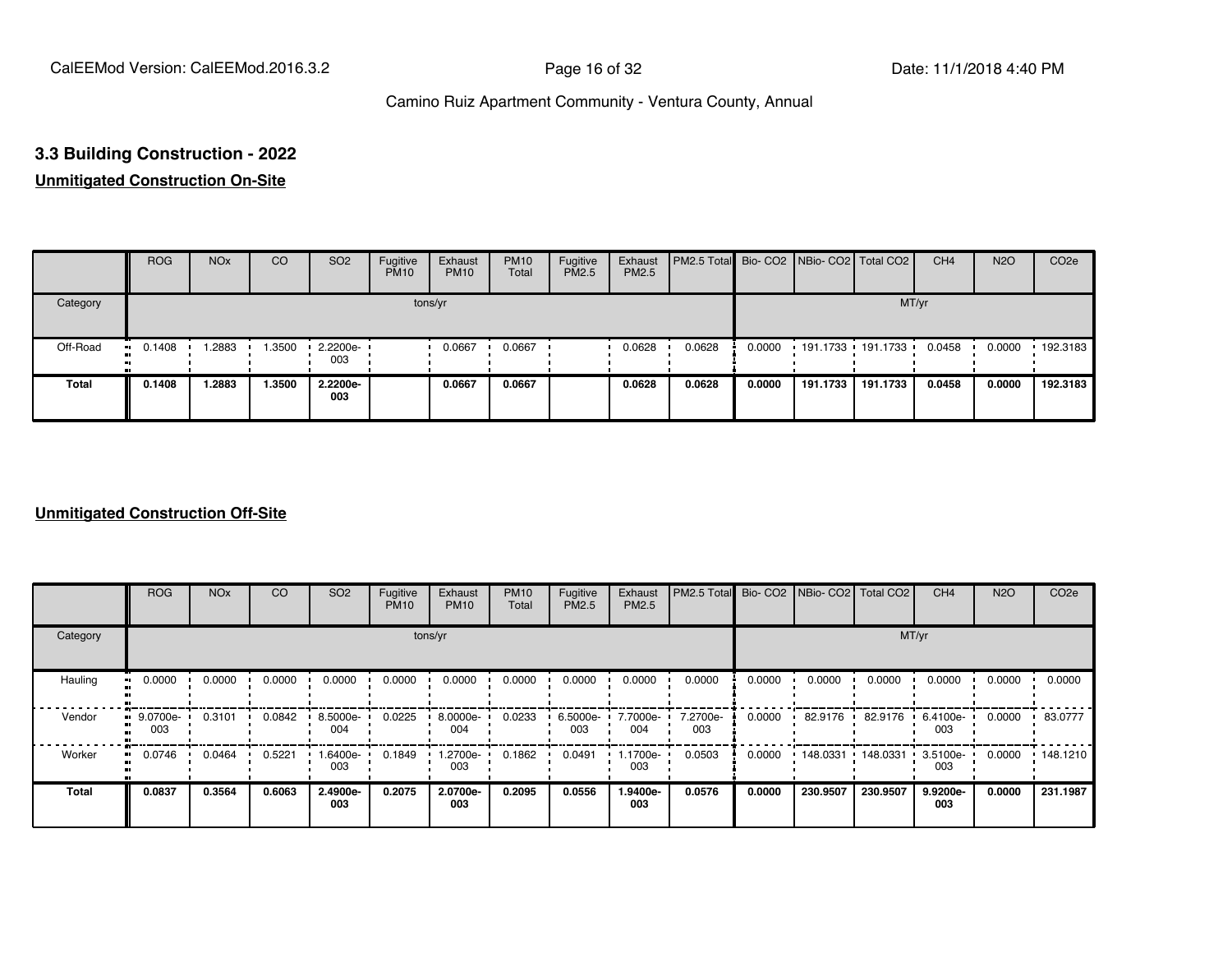### 3.3 Building Construction - 2022

**Unmitigated Construction On-Site**

| | ROG | NOx | CO | SO2 | Fugitive PM10 | Exhaust PM10 | PM10 Total | Fugitive PM2.5 | Exhaust PM2.5 | PM2.5 Total | Bio- CO2 | NBio- CO2 | Total CO2 | CH4 | N2O | CO2e |
|---|---|---|---|---|---|---|---|---|---|---|---|---|---|---|---|---|
| Category | tons/yr | | | | | | | | | | MT/yr | | | | | |
| Off-Road | 0.1408 | 1.2883 | 1.3500 | 2.2200e-003 | | 0.0667 | 0.0667 | | 0.0628 | 0.0628 | 0.0000 | 191.1733 | 191.1733 | 0.0458 | 0.0000 | 192.3183 |
| **Total** | **0.1408** | **1.2883** | **1.3500** | **2.2200e-003** | | **0.0667** | **0.0667** | | **0.0628** | **0.0628** | **0.0000** | **191.1733** | **191.1733** | **0.0458** | **0.0000** | **192.3183** |

**Unmitigated Construction Off-Site**

| | ROG | NOx | CO | SO2 | Fugitive PM10 | Exhaust PM10 | PM10 Total | Fugitive PM2.5 | Exhaust PM2.5 | PM2.5 Total | Bio- CO2 | NBio- CO2 | Total CO2 | CH4 | N2O | CO2e |
|---|---|---|---|---|---|---|---|---|---|---|---|---|---|---|---|---|
| Category | tons/yr | | | | | | | | | | MT/yr | | | | | |
| Hauling | 0.0000 | 0.0000 | 0.0000 | 0.0000 | 0.0000 | 0.0000 | 0.0000 | 0.0000 | 0.0000 | 0.0000 | 0.0000 | 0.0000 | 0.0000 | 0.0000 | 0.0000 | 0.0000 |
| Vendor | 9.0700e-003 | 0.3101 | 0.0842 | 8.5000e-004 | 0.0225 | 8.0000e-004 | 0.0233 | 6.5000e-003 | 7.7000e-004 | 7.2700e-003 | 0.0000 | 82.9176 | 82.9176 | 6.4100e-003 | 0.0000 | 83.0777 |
| Worker | 0.0746 | 0.0464 | 0.5221 | 1.6400e-003 | 0.1849 | 1.2700e-003 | 0.1862 | 0.0491 | 1.1700e-003 | 0.0503 | 0.0000 | 148.0331 | 148.0331 | 3.5100e-003 | 0.0000 | 148.1210 |
| **Total** | **0.0837** | **0.3564** | **0.6063** | **2.4900e-003** | **0.2075** | **2.0700e-003** | **0.2095** | **0.0556** | **1.9400e-003** | **0.0576** | **0.0000** | **230.9507** | **230.9507** | **9.9200e-003** | **0.0000** | **231.1987** |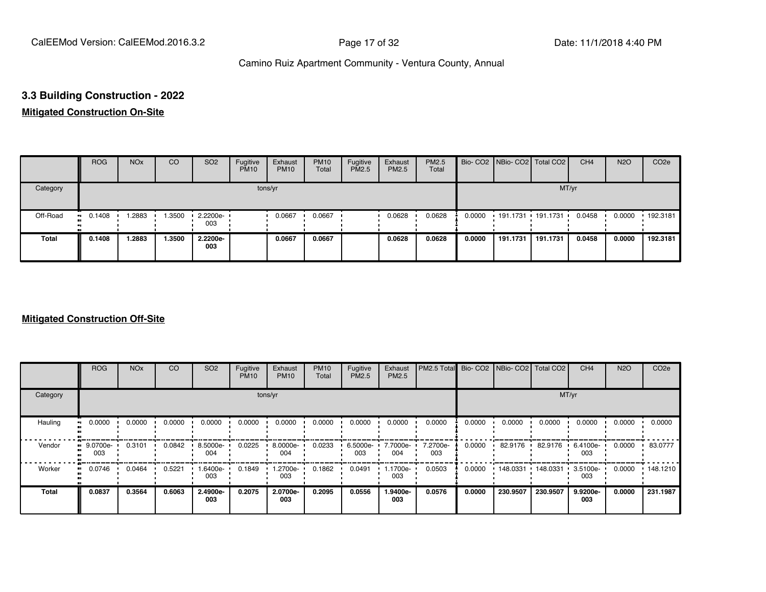## 3.3 Building Construction - 2022

### Mitigated Construction On-Site

| | ROG | NOx | CO | SO2 | Fugitive PM10 | Exhaust PM10 | PM10 Total | Fugitive PM2.5 | Exhaust PM2.5 | PM2.5 Total | Bio- CO2 | NBio- CO2 | Total CO2 | CH4 | N2O | CO2e |
|---|---|---|---|---|---|---|---|---|---|---|---|---|---|---|---|---|
| Category | tons/yr | | | | | | | | | | MT/yr | | | | | |
| Off-Road | 0.1408 | 1.2883 | 1.3500 | 2.2200e-003 | | 0.0667 | 0.0667 | | 0.0628 | 0.0628 | 0.0000 | 191.1731 | 191.1731 | 0.0458 | 0.0000 | 192.3181 |
| **Total** | **0.1408** | **1.2883** | **1.3500** | **2.2200e-003** | | **0.0667** | **0.0667** | | **0.0628** | **0.0628** | **0.0000** | **191.1731** | **191.1731** | **0.0458** | **0.0000** | **192.3181** |

### Mitigated Construction Off-Site

| | ROG | NOx | CO | SO2 | Fugitive PM10 | Exhaust PM10 | PM10 Total | Fugitive PM2.5 | Exhaust PM2.5 | PM2.5 Total | Bio- CO2 | NBio- CO2 | Total CO2 | CH4 | N2O | CO2e |
|---|---|---|---|---|---|---|---|---|---|---|---|---|---|---|---|---|
| Category | tons/yr | | | | | | | | | | MT/yr | | | | | |
| Hauling | 0.0000 | 0.0000 | 0.0000 | 0.0000 | 0.0000 | 0.0000 | 0.0000 | 0.0000 | 0.0000 | 0.0000 | 0.0000 | 0.0000 | 0.0000 | 0.0000 | 0.0000 | 0.0000 |
| Vendor | 9.0700e-003 | 0.3101 | 0.0842 | 8.5000e-004 | 0.0225 | 8.0000e-004 | 0.0233 | 6.5000e-003 | 7.7000e-004 | 7.2700e-003 | 0.0000 | 82.9176 | 82.9176 | 6.4100e-003 | 0.0000 | 83.0777 |
| Worker | 0.0746 | 0.0464 | 0.5221 | 1.6400e-003 | 0.1849 | 1.2700e-003 | 0.1862 | 0.0491 | 1.1700e-003 | 0.0503 | 0.0000 | 148.0331 | 148.0331 | 3.5100e-003 | 0.0000 | 148.1210 |
| **Total** | **0.0837** | **0.3564** | **0.6063** | **2.4900e-003** | **0.2075** | **2.0700e-003** | **0.2095** | **0.0556** | **1.9400e-003** | **0.0576** | **0.0000** | **230.9507** | **230.9507** | **9.9200e-003** | **0.0000** | **231.1987** |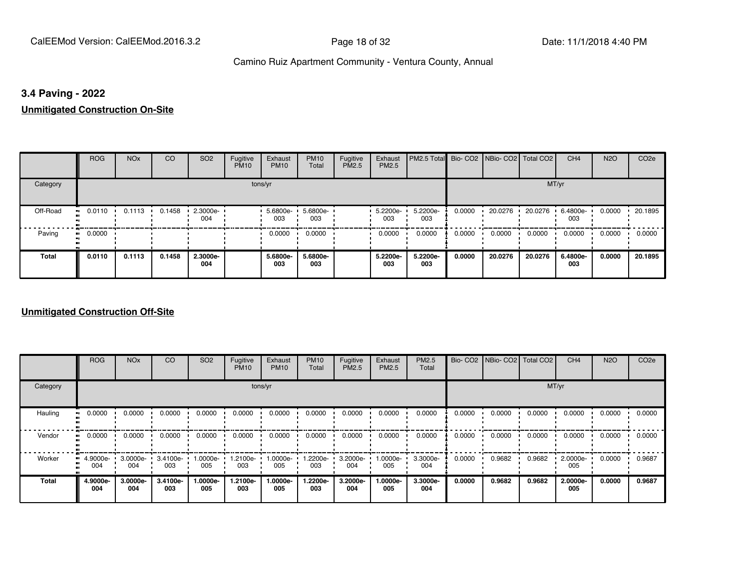## 3.4 Paving - 2022

**Unmitigated Construction On-Site**

| | ROG | NOx | CO | SO2 | Fugitive PM10 | Exhaust PM10 | PM10 Total | Fugitive PM2.5 | Exhaust PM2.5 | PM2.5 Total | Bio- CO2 | NBio- CO2 | Total CO2 | CH4 | N2O | CO2e |
|---|---|---|---|---|---|---|---|---|---|---|---|---|---|---|---|---|
| Category | tons/yr | | | | | | | | | | MT/yr | | | | | |
| Off-Road | 0.0110 | 0.1113 | 0.1458 | 2.3000e-004 | | 5.6800e-003 | 5.6800e-003 | | 5.2200e-003 | 5.2200e-003 | 0.0000 | 20.0276 | 20.0276 | 6.4800e-003 | 0.0000 | 20.1895 |
| Paving | 0.0000 | | | | | 0.0000 | 0.0000 | | 0.0000 | 0.0000 | 0.0000 | 0.0000 | 0.0000 | 0.0000 | 0.0000 | 0.0000 |
| **Total** | **0.0110** | **0.1113** | **0.1458** | **2.3000e-004** | | **5.6800e-003** | **5.6800e-003** | | **5.2200e-003** | **5.2200e-003** | **0.0000** | **20.0276** | **20.0276** | **6.4800e-003** | **0.0000** | **20.1895** |

**Unmitigated Construction Off-Site**

| | ROG | NOx | CO | SO2 | Fugitive PM10 | Exhaust PM10 | PM10 Total | Fugitive PM2.5 | Exhaust PM2.5 | PM2.5 Total | Bio- CO2 | NBio- CO2 | Total CO2 | CH4 | N2O | CO2e |
|---|---|---|---|---|---|---|---|---|---|---|---|---|---|---|---|---|
| Category | tons/yr | | | | | | | | | | MT/yr | | | | | |
| Hauling | 0.0000 | 0.0000 | 0.0000 | 0.0000 | 0.0000 | 0.0000 | 0.0000 | 0.0000 | 0.0000 | 0.0000 | 0.0000 | 0.0000 | 0.0000 | 0.0000 | 0.0000 | 0.0000 |
| Vendor | 0.0000 | 0.0000 | 0.0000 | 0.0000 | 0.0000 | 0.0000 | 0.0000 | 0.0000 | 0.0000 | 0.0000 | 0.0000 | 0.0000 | 0.0000 | 0.0000 | 0.0000 | 0.0000 |
| Worker | 4.9000e-004 | 3.0000e-004 | 3.4100e-003 | 1.0000e-005 | 1.2100e-003 | 1.0000e-005 | 1.2200e-003 | 3.2000e-004 | 1.0000e-005 | 3.3000e-004 | 0.0000 | 0.9682 | 0.9682 | 2.0000e-005 | 0.0000 | 0.9687 |
| **Total** | **4.9000e-004** | **3.0000e-004** | **3.4100e-003** | **1.0000e-005** | **1.2100e-003** | **1.0000e-005** | **1.2200e-003** | **3.2000e-004** | **1.0000e-005** | **3.3000e-004** | **0.0000** | **0.9682** | **0.9682** | **2.0000e-005** | **0.0000** | **0.9687** |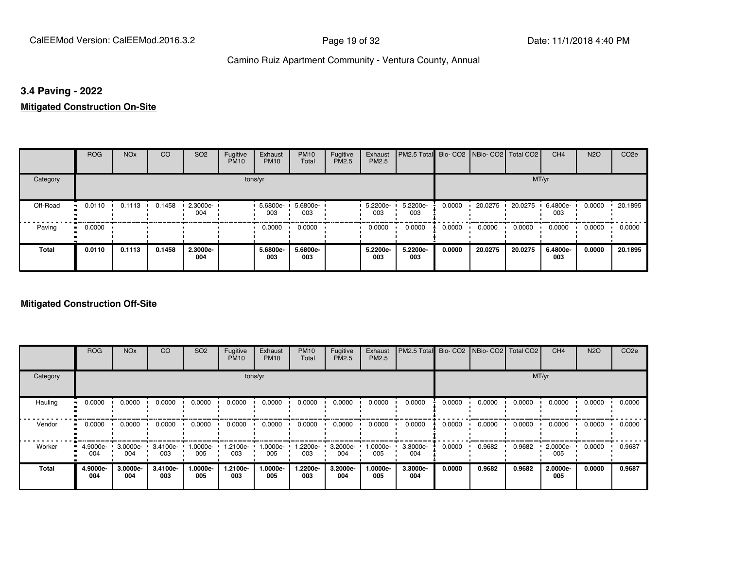### 3.4 Paving - 2022

**Mitigated Construction On-Site**

| | ROG | NOx | CO | SO2 | Fugitive PM10 | Exhaust PM10 | PM10 Total | Fugitive PM2.5 | Exhaust PM2.5 | PM2.5 Total | Bio- CO2 | NBio- CO2 | Total CO2 | CH4 | N2O | CO2e |
|---|---|---|---|---|---|---|---|---|---|---|---|---|---|---|---|---|
| Category | tons/yr | | | | | | | | | | MT/yr | | | | | |
| Off-Road | 0.0110 | 0.1113 | 0.1458 | 2.3000e-004 | | 5.6800e-003 | 5.6800e-003 | | 5.2200e-003 | 5.2200e-003 | 0.0000 | 20.0275 | 20.0275 | 6.4800e-003 | 0.0000 | 20.1895 |
| Paving | 0.0000 | | | | | 0.0000 | 0.0000 | | 0.0000 | 0.0000 | 0.0000 | 0.0000 | 0.0000 | 0.0000 | 0.0000 | 0.0000 |
| **Total** | **0.0110** | **0.1113** | **0.1458** | **2.3000e-004** | | **5.6800e-003** | **5.6800e-003** | | **5.2200e-003** | **5.2200e-003** | **0.0000** | **20.0275** | **20.0275** | **6.4800e-003** | **0.0000** | **20.1895** |

**Mitigated Construction Off-Site**

| | ROG | NOx | CO | SO2 | Fugitive PM10 | Exhaust PM10 | PM10 Total | Fugitive PM2.5 | Exhaust PM2.5 | PM2.5 Total | Bio- CO2 | NBio- CO2 | Total CO2 | CH4 | N2O | CO2e |
|---|---|---|---|---|---|---|---|---|---|---|---|---|---|---|---|---|
| Category | tons/yr | | | | | | | | | | MT/yr | | | | | |
| Hauling | 0.0000 | 0.0000 | 0.0000 | 0.0000 | 0.0000 | 0.0000 | 0.0000 | 0.0000 | 0.0000 | 0.0000 | 0.0000 | 0.0000 | 0.0000 | 0.0000 | 0.0000 | 0.0000 |
| Vendor | 0.0000 | 0.0000 | 0.0000 | 0.0000 | 0.0000 | 0.0000 | 0.0000 | 0.0000 | 0.0000 | 0.0000 | 0.0000 | 0.0000 | 0.0000 | 0.0000 | 0.0000 | 0.0000 |
| Worker | 4.9000e-004 | 3.0000e-004 | 3.4100e-003 | 1.0000e-005 | 1.2100e-003 | 1.0000e-005 | 1.2200e-003 | 3.2000e-004 | 1.0000e-005 | 3.3000e-004 | 0.0000 | 0.9682 | 0.9682 | 2.0000e-005 | 0.0000 | 0.9687 |
| **Total** | **4.9000e-004** | **3.0000e-004** | **3.4100e-003** | **1.0000e-005** | **1.2100e-003** | **1.0000e-005** | **1.2200e-003** | **3.2000e-004** | **1.0000e-005** | **3.3000e-004** | **0.0000** | **0.9682** | **0.9682** | **2.0000e-005** | **0.0000** | **0.9687** |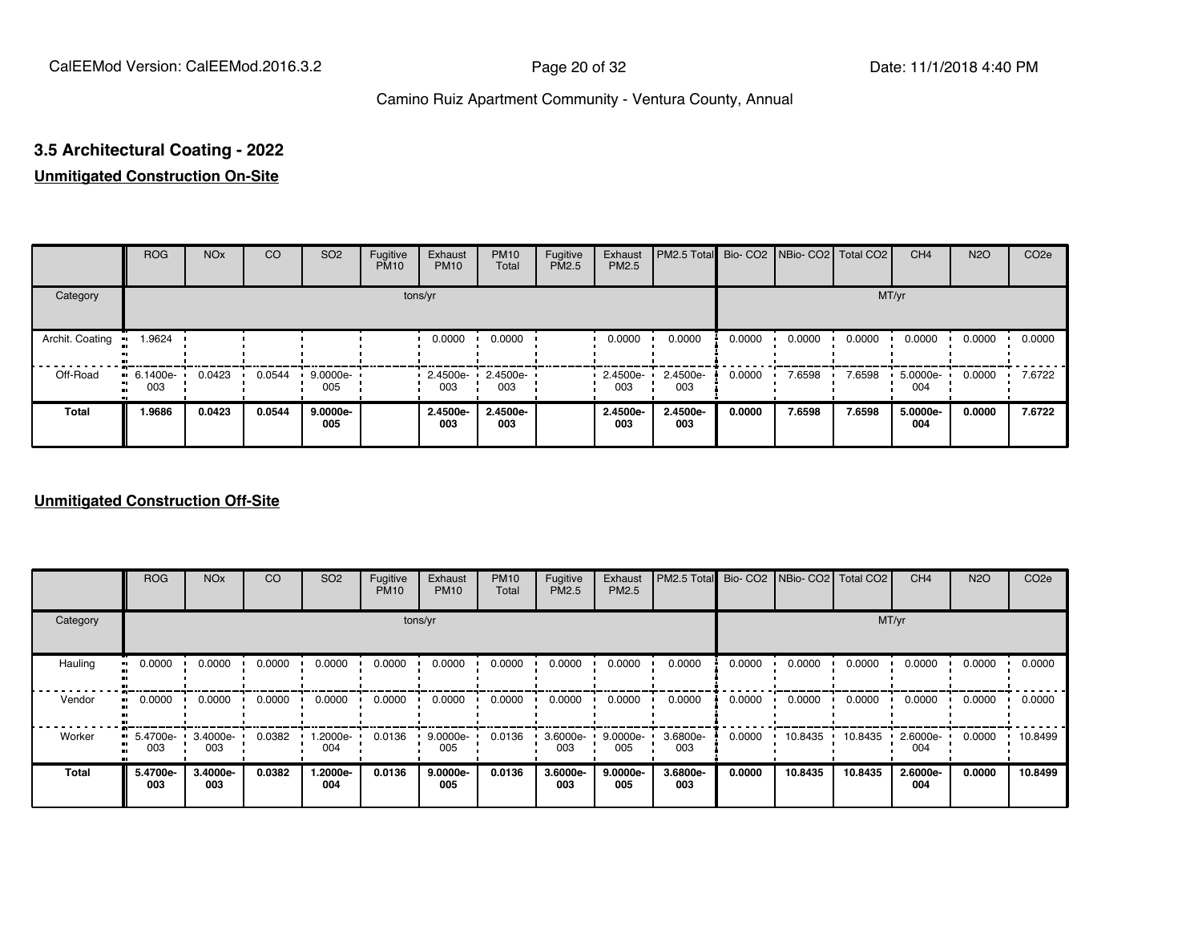## 3.5 Architectural Coating - 2022

**Unmitigated Construction On-Site**

| | ROG | NOx | CO | SO2 | Fugitive PM10 | Exhaust PM10 | PM10 Total | Fugitive PM2.5 | Exhaust PM2.5 | PM2.5 Total | Bio- CO2 | NBio- CO2 | Total CO2 | CH4 | N2O | CO2e |
|---|---|---|---|---|---|---|---|---|---|---|---|---|---|---|---|---|
| Category | tons/yr | | | | | | | | | | MT/yr | | | | | |
| Archit. Coating | 1.9624 | | | | | 0.0000 | 0.0000 | | 0.0000 | 0.0000 | 0.0000 | 0.0000 | 0.0000 | 0.0000 | 0.0000 | 0.0000 |
| Off-Road | 6.1400e-003 | 0.0423 | 0.0544 | 9.0000e-005 | | 2.4500e-003 | 2.4500e-003 | | 2.4500e-003 | 2.4500e-003 | 0.0000 | 7.6598 | 7.6598 | 5.0000e-004 | 0.0000 | 7.6722 |
| **Total** | **1.9686** | **0.0423** | **0.0544** | **9.0000e-005** | | **2.4500e-003** | **2.4500e-003** | | **2.4500e-003** | **2.4500e-003** | **0.0000** | **7.6598** | **7.6598** | **5.0000e-004** | **0.0000** | **7.6722** |

**Unmitigated Construction Off-Site**

| | ROG | NOx | CO | SO2 | Fugitive PM10 | Exhaust PM10 | PM10 Total | Fugitive PM2.5 | Exhaust PM2.5 | PM2.5 Total | Bio- CO2 | NBio- CO2 | Total CO2 | CH4 | N2O | CO2e |
|---|---|---|---|---|---|---|---|---|---|---|---|---|---|---|---|---|
| Category | tons/yr | | | | | | | | | | MT/yr | | | | | |
| Hauling | 0.0000 | 0.0000 | 0.0000 | 0.0000 | 0.0000 | 0.0000 | 0.0000 | 0.0000 | 0.0000 | 0.0000 | 0.0000 | 0.0000 | 0.0000 | 0.0000 | 0.0000 | 0.0000 |
| Vendor | 0.0000 | 0.0000 | 0.0000 | 0.0000 | 0.0000 | 0.0000 | 0.0000 | 0.0000 | 0.0000 | 0.0000 | 0.0000 | 0.0000 | 0.0000 | 0.0000 | 0.0000 | 0.0000 |
| Worker | 5.4700e-003 | 3.4000e-003 | 0.0382 | 1.2000e-004 | 0.0136 | 9.0000e-005 | 0.0136 | 3.6000e-003 | 9.0000e-005 | 3.6800e-003 | 0.0000 | 10.8435 | 10.8435 | 2.6000e-004 | 0.0000 | 10.8499 |
| **Total** | **5.4700e-003** | **3.4000e-003** | **0.0382** | **1.2000e-004** | **0.0136** | **9.0000e-005** | **0.0136** | **3.6000e-003** | **9.0000e-005** | **3.6800e-003** | **0.0000** | **10.8435** | **10.8435** | **2.6000e-004** | **0.0000** | **10.8499** |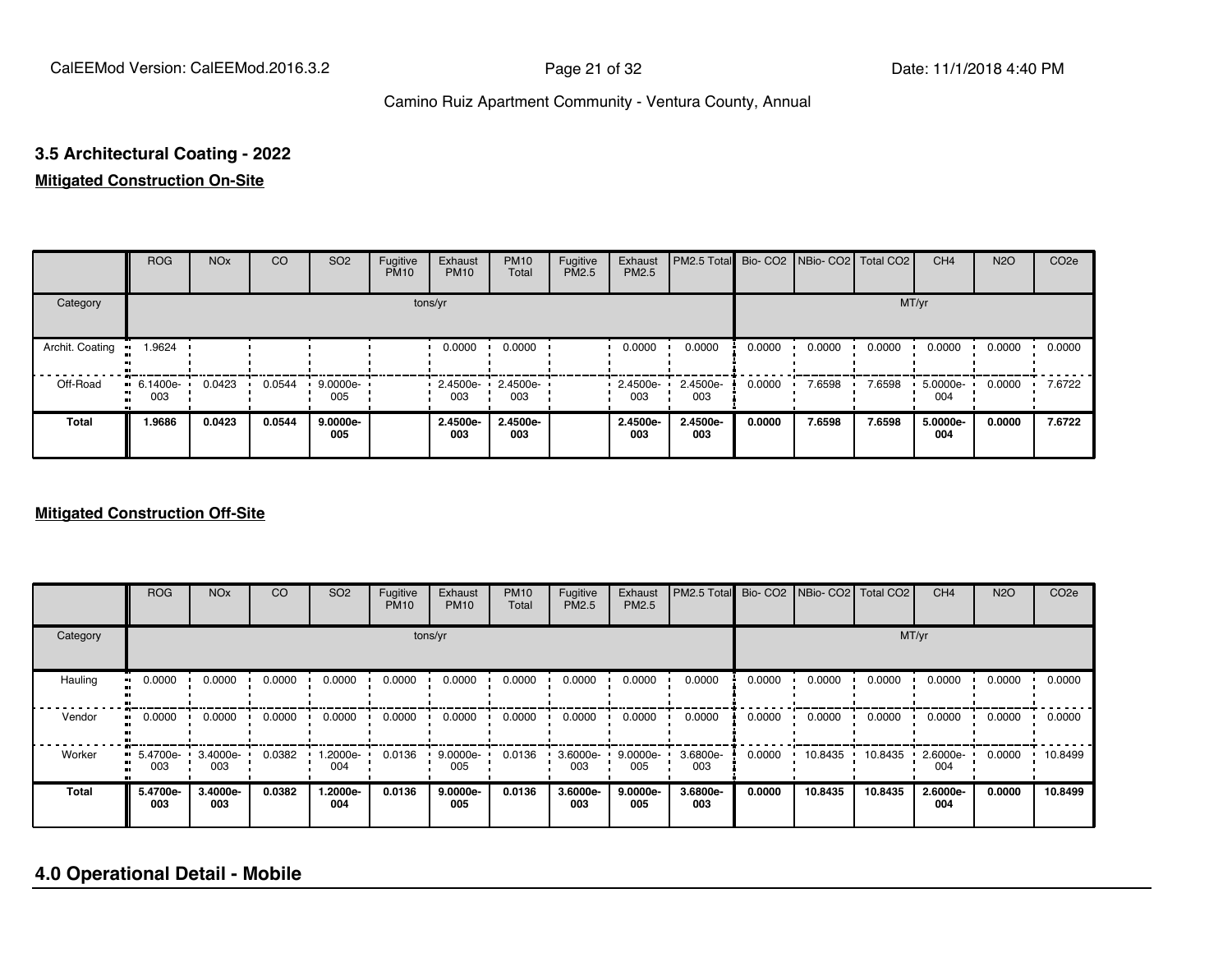## 3.5 Architectural Coating - 2022

**Mitigated Construction On-Site**

| | ROG | NOx | CO | SO2 | Fugitive PM10 | Exhaust PM10 | PM10 Total | Fugitive PM2.5 | Exhaust PM2.5 | PM2.5 Total | Bio- CO2 | NBio- CO2 | Total CO2 | CH4 | N2O | CO2e |
|---|---|---|---|---|---|---|---|---|---|---|---|---|---|---|---|---|
| Category | tons/yr | | | | | | | | | | MT/yr | | | | | |
| Archit. Coating | 1.9624 | | | | | 0.0000 | 0.0000 | | 0.0000 | 0.0000 | 0.0000 | 0.0000 | 0.0000 | 0.0000 | 0.0000 | 0.0000 |
| Off-Road | 6.1400e-003 | 0.0423 | 0.0544 | 9.0000e-005 | | 2.4500e-003 | 2.4500e-003 | | 2.4500e-003 | 2.4500e-003 | 0.0000 | 7.6598 | 7.6598 | 5.0000e-004 | 0.0000 | 7.6722 |
| **Total** | **1.9686** | **0.0423** | **0.0544** | **9.0000e-005** | | **2.4500e-003** | **2.4500e-003** | | **2.4500e-003** | **2.4500e-003** | **0.0000** | **7.6598** | **7.6598** | **5.0000e-004** | **0.0000** | **7.6722** |

**Mitigated Construction Off-Site**

| | ROG | NOx | CO | SO2 | Fugitive PM10 | Exhaust PM10 | PM10 Total | Fugitive PM2.5 | Exhaust PM2.5 | PM2.5 Total | Bio- CO2 | NBio- CO2 | Total CO2 | CH4 | N2O | CO2e |
|---|---|---|---|---|---|---|---|---|---|---|---|---|---|---|---|---|
| Category | tons/yr | | | | | | | | | | MT/yr | | | | | |
| Hauling | 0.0000 | 0.0000 | 0.0000 | 0.0000 | 0.0000 | 0.0000 | 0.0000 | 0.0000 | 0.0000 | 0.0000 | 0.0000 | 0.0000 | 0.0000 | 0.0000 | 0.0000 | 0.0000 |
| Vendor | 0.0000 | 0.0000 | 0.0000 | 0.0000 | 0.0000 | 0.0000 | 0.0000 | 0.0000 | 0.0000 | 0.0000 | 0.0000 | 0.0000 | 0.0000 | 0.0000 | 0.0000 | 0.0000 |
| Worker | 5.4700e-003 | 3.4000e-003 | 0.0382 | 1.2000e-004 | 0.0136 | 9.0000e-005 | 0.0136 | 3.6000e-003 | 9.0000e-005 | 3.6800e-003 | 0.0000 | 10.8435 | 10.8435 | 2.6000e-004 | 0.0000 | 10.8499 |
| **Total** | **5.4700e-003** | **3.4000e-003** | **0.0382** | **1.2000e-004** | **0.0136** | **9.0000e-005** | **0.0136** | **3.6000e-003** | **9.0000e-005** | **3.6800e-003** | **0.0000** | **10.8435** | **10.8435** | **2.6000e-004** | **0.0000** | **10.8499** |

# 4.0 Operational Detail - Mobile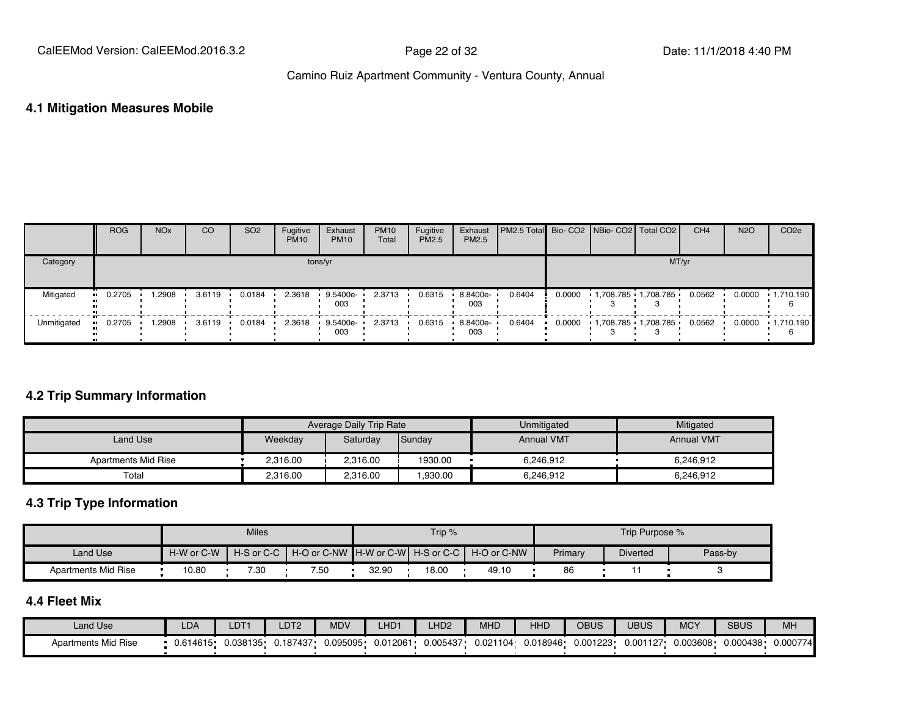## 4.1 Mitigation Measures Mobile

| | ROG | NOx | CO | SO2 | Fugitive PM10 | Exhaust PM10 | PM10 Total | Fugitive PM2.5 | Exhaust PM2.5 | PM2.5 Total | Bio- CO2 | NBio- CO2 | Total CO2 | CH4 | N2O | CO2e |
|---|---|---|---|---|---|---|---|---|---|---|---|---|---|---|---|---|
| Category | tons/yr | | | | | | | | | | MT/yr | | | | | |
| Mitigated | 0.2705 | 1.2908 | 3.6119 | 0.0184 | 2.3618 | 9.5400e-003 | 2.3713 | 0.6315 | 8.8400e-003 | 0.6404 | 0.0000 | 1,708.7853 | 1,708.7853 | 0.0562 | 0.0000 | 1,710.1906 |
| Unmitigated | 0.2705 | 1.2908 | 3.6119 | 0.0184 | 2.3618 | 9.5400e-003 | 2.3713 | 0.6315 | 8.8400e-003 | 0.6404 | 0.0000 | 1,708.7853 | 1,708.7853 | 0.0562 | 0.0000 | 1,710.1906 |

## 4.2 Trip Summary Information

| | Average Daily Trip Rate | | | Unmitigated | Mitigated |
|---|---|---|---|---|---|
| Land Use | Weekday | Saturday | Sunday | Annual VMT | Annual VMT |
| Apartments Mid Rise | 2,316.00 | 2,316.00 | 1930.00 | 6,246,912 | 6,246,912 |
| Total | 2,316.00 | 2,316.00 | 1,930.00 | 6,246,912 | 6,246,912 |

## 4.3 Trip Type Information

| | Miles | | | Trip % | | | Trip Purpose % | | |
|---|---|---|---|---|---|---|---|---|---|
| Land Use | H-W or C-W | H-S or C-C | H-O or C-NW | H-W or C-W | H-S or C-C | H-O or C-NW | Primary | Diverted | Pass-by |
| Apartments Mid Rise | 10.80 | 7.30 | 7.50 | 32.90 | 18.00 | 49.10 | 86 | 11 | 3 |

## 4.4 Fleet Mix

| Land Use | LDA | LDT1 | LDT2 | MDV | LHD1 | LHD2 | MHD | HHD | OBUS | UBUS | MCY | SBUS | MH |
|---|---|---|---|---|---|---|---|---|---|---|---|---|---|
| Apartments Mid Rise | 0.614615 | 0.038135 | 0.187437 | 0.095095 | 0.012061 | 0.005437 | 0.021104 | 0.018946 | 0.001223 | 0.001127 | 0.003608 | 0.000438 | 0.000774 |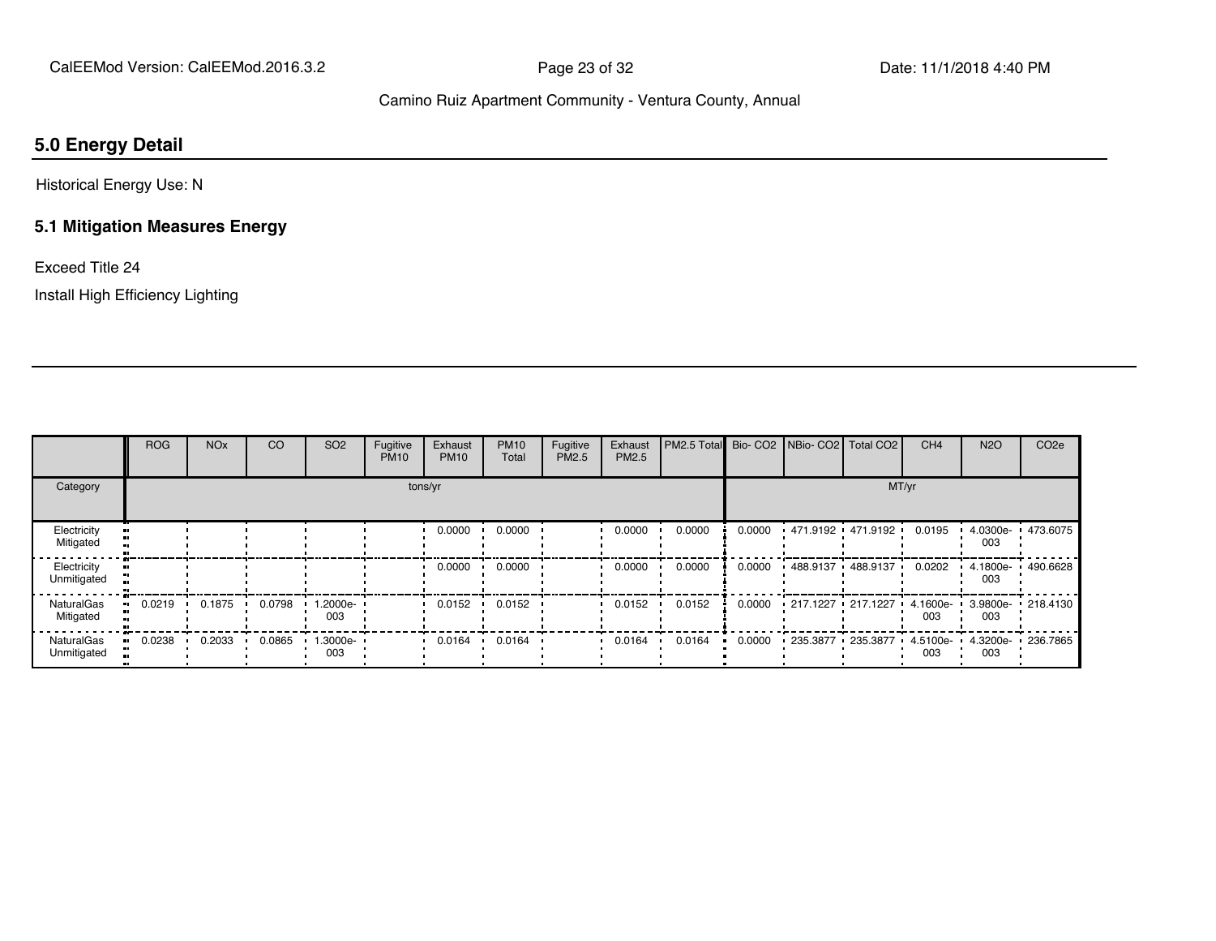## 5.0 Energy Detail

Historical Energy Use: N

### 5.1 Mitigation Measures Energy

Exceed Title 24

Install High Efficiency Lighting

| | ROG | NOx | CO | SO2 | Fugitive PM10 | Exhaust PM10 | PM10 Total | Fugitive PM2.5 | Exhaust PM2.5 | PM2.5 Total | Bio- CO2 | NBio- CO2 | Total CO2 | CH4 | N2O | CO2e |
|---|---|---|---|---|---|---|---|---|---|---|---|---|---|---|---|---|
| Category | tons/yr | | | | | | | | | | MT/yr | | | | | |
| Electricity Mitigated | | | | | | 0.0000 | 0.0000 | | 0.0000 | 0.0000 | 0.0000 | 471.9192 | 471.9192 | 0.0195 | 4.0300e-003 | 473.6075 |
| Electricity Unmitigated | | | | | | 0.0000 | 0.0000 | | 0.0000 | 0.0000 | 0.0000 | 488.9137 | 488.9137 | 0.0202 | 4.1800e-003 | 490.6628 |
| NaturalGas Mitigated | 0.0219 | 0.1875 | 0.0798 | 1.2000e-003 | | 0.0152 | 0.0152 | | 0.0152 | 0.0152 | 0.0000 | 217.1227 | 217.1227 | 4.1600e-003 | 3.9800e-003 | 218.4130 |
| NaturalGas Unmitigated | 0.0238 | 0.2033 | 0.0865 | 1.3000e-003 | | 0.0164 | 0.0164 | | 0.0164 | 0.0164 | 0.0000 | 235.3877 | 235.3877 | 4.5100e-003 | 4.3200e-003 | 236.7865 |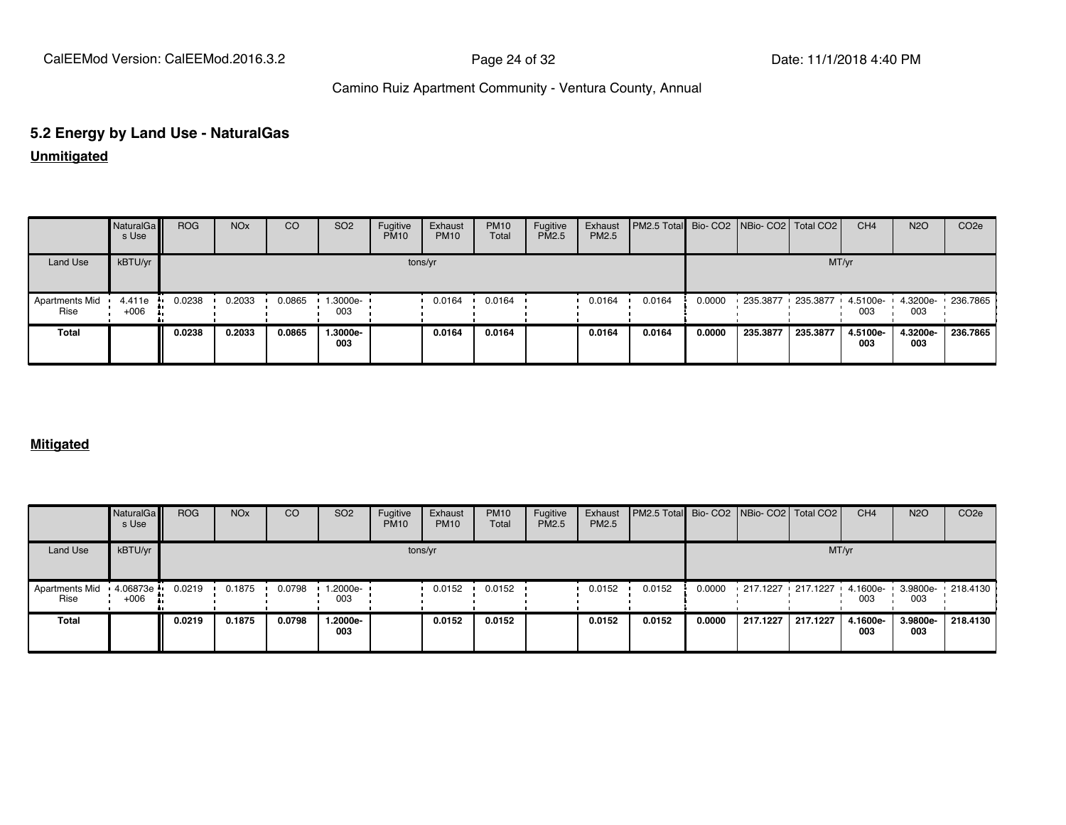## 5.2 Energy by Land Use - NaturalGas

**Unmitigated**

| | NaturalGas Use | ROG | NOx | CO | SO2 | Fugitive PM10 | Exhaust PM10 | PM10 Total | Fugitive PM2.5 | Exhaust PM2.5 | PM2.5 Total | Bio- CO2 | NBio- CO2 | Total CO2 | CH4 | N2O | CO2e |
|---|---|---|---|---|---|---|---|---|---|---|---|---|---|---|---|---|---|
| Land Use | kBTU/yr | tons/yr | | | | | | | | | | MT/yr | | | | | |
| Apartments Mid Rise | 4.411e+006 | 0.0238 | 0.2033 | 0.0865 | 1.3000e-003 | | 0.0164 | 0.0164 | | 0.0164 | 0.0164 | 0.0000 | 235.3877 | 235.3877 | 4.5100e-003 | 4.3200e-003 | 236.7865 |
| **Total** | | **0.0238** | **0.2033** | **0.0865** | **1.3000e-003** | | **0.0164** | **0.0164** | | **0.0164** | **0.0164** | **0.0000** | **235.3877** | **235.3877** | **4.5100e-003** | **4.3200e-003** | **236.7865** |

**Mitigated**

| | NaturalGas Use | ROG | NOx | CO | SO2 | Fugitive PM10 | Exhaust PM10 | PM10 Total | Fugitive PM2.5 | Exhaust PM2.5 | PM2.5 Total | Bio- CO2 | NBio- CO2 | Total CO2 | CH4 | N2O | CO2e |
|---|---|---|---|---|---|---|---|---|---|---|---|---|---|---|---|---|---|
| Land Use | kBTU/yr | tons/yr | | | | | | | | | | MT/yr | | | | | |
| Apartments Mid Rise | 4.06873e+006 | 0.0219 | 0.1875 | 0.0798 | 1.2000e-003 | | 0.0152 | 0.0152 | | 0.0152 | 0.0152 | 0.0000 | 217.1227 | 217.1227 | 4.1600e-003 | 3.9800e-003 | 218.4130 |
| **Total** | | **0.0219** | **0.1875** | **0.0798** | **1.2000e-003** | | **0.0152** | **0.0152** | | **0.0152** | **0.0152** | **0.0000** | **217.1227** | **217.1227** | **4.1600e-003** | **3.9800e-003** | **218.4130** |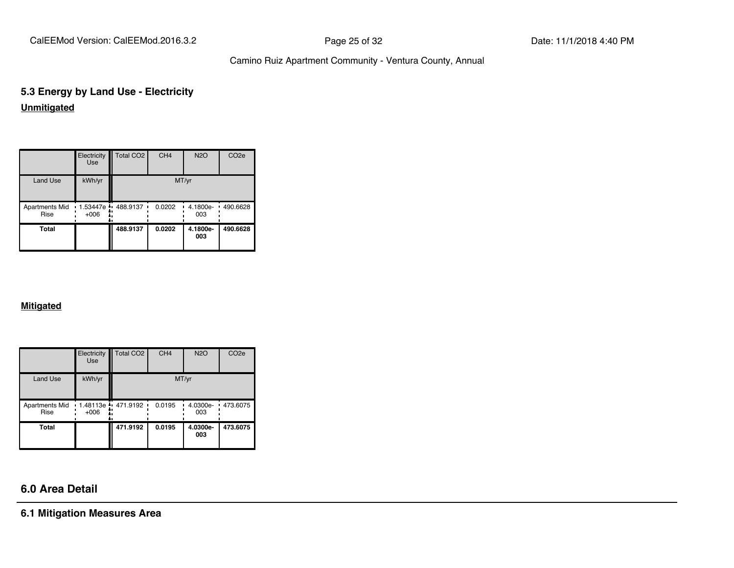## 5.3 Energy by Land Use - Electricity

**Unmitigated**

| | Electricity Use | Total CO2 | CH4 | N2O | CO2e |
|---|---|---|---|---|---|
| Land Use | kWh/yr | MT/yr | | | |
| Apartments Mid Rise | 1.53447e +006 | 488.9137 | 0.0202 | 4.1800e-003 | 490.6628 |
| **Total** | | **488.9137** | **0.0202** | **4.1800e-003** | **490.6628** |

**Mitigated**

| | Electricity Use | Total CO2 | CH4 | N2O | CO2e |
|---|---|---|---|---|---|
| Land Use | kWh/yr | MT/yr | | | |
| Apartments Mid Rise | 1.48113e +006 | 471.9192 | 0.0195 | 4.0300e-003 | 473.6075 |
| **Total** | | **471.9192** | **0.0195** | **4.0300e-003** | **473.6075** |

## 6.0 Area Detail

### 6.1 Mitigation Measures Area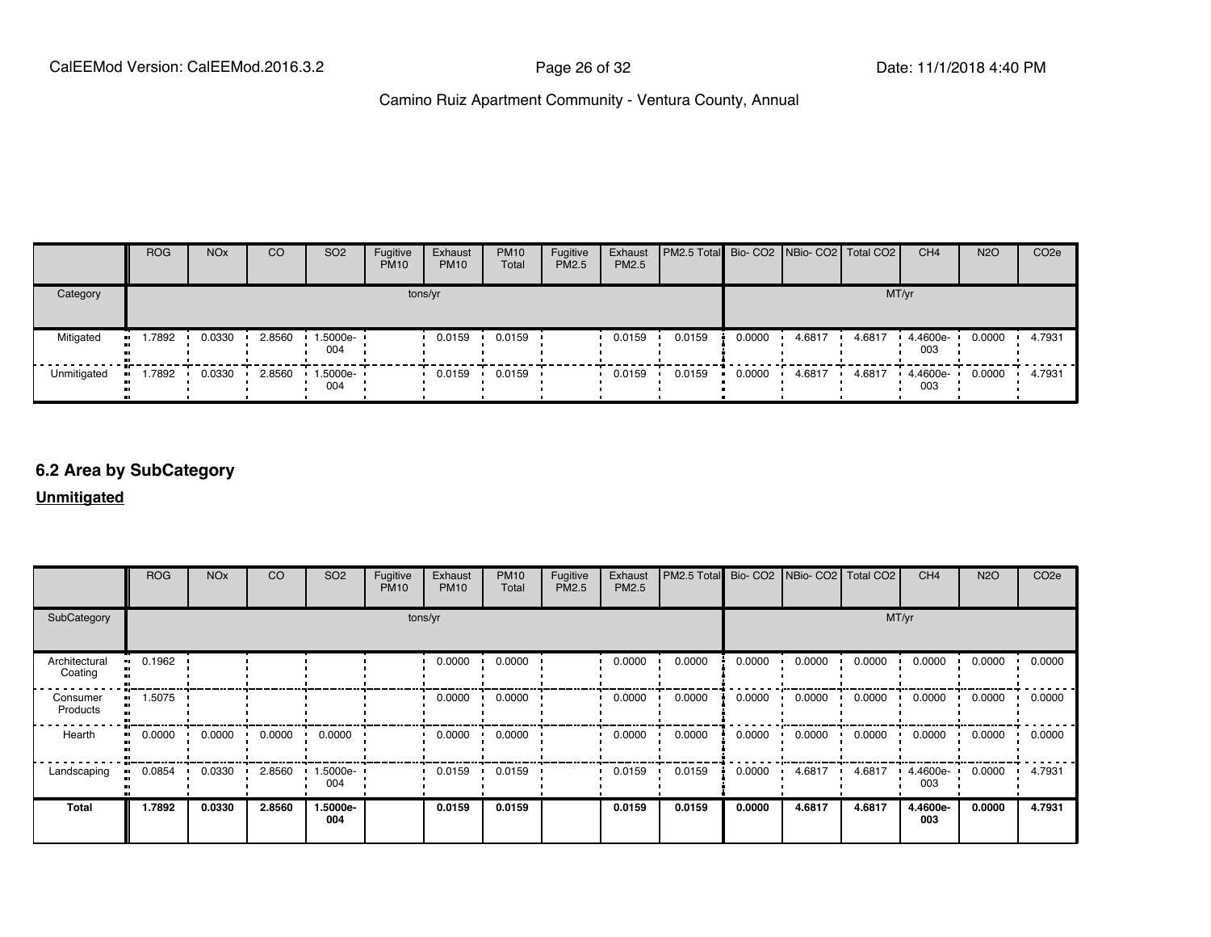| | ROG | NOx | CO | SO2 | Fugitive PM10 | Exhaust PM10 | PM10 Total | Fugitive PM2.5 | Exhaust PM2.5 | PM2.5 Total | Bio- CO2 | NBio- CO2 | Total CO2 | CH4 | N2O | CO2e |
|---|---|---|---|---|---|---|---|---|---|---|---|---|---|---|---|---|
| Category | tons/yr | | | | | | | | | | MT/yr | | | | | |
| Mitigated | 1.7892 | 0.0330 | 2.8560 | 1.5000e-004 | | 0.0159 | 0.0159 | | 0.0159 | 0.0159 | 0.0000 | 4.6817 | 4.6817 | 4.4600e-003 | 0.0000 | 4.7931 |
| Unmitigated | 1.7892 | 0.0330 | 2.8560 | 1.5000e-004 | | 0.0159 | 0.0159 | | 0.0159 | 0.0159 | 0.0000 | 4.6817 | 4.6817 | 4.4600e-003 | 0.0000 | 4.7931 |

## 6.2 Area by SubCategory

**Unmitigated**

| | ROG | NOx | CO | SO2 | Fugitive PM10 | Exhaust PM10 | PM10 Total | Fugitive PM2.5 | Exhaust PM2.5 | PM2.5 Total | Bio- CO2 | NBio- CO2 | Total CO2 | CH4 | N2O | CO2e |
|---|---|---|---|---|---|---|---|---|---|---|---|---|---|---|---|---|
| SubCategory | tons/yr | | | | | | | | | | MT/yr | | | | | |
| Architectural Coating | 0.1962 | | | | | 0.0000 | 0.0000 | | 0.0000 | 0.0000 | 0.0000 | 0.0000 | 0.0000 | 0.0000 | 0.0000 | 0.0000 |
| Consumer Products | 1.5075 | | | | | 0.0000 | 0.0000 | | 0.0000 | 0.0000 | 0.0000 | 0.0000 | 0.0000 | 0.0000 | 0.0000 | 0.0000 |
| Hearth | 0.0000 | 0.0000 | 0.0000 | 0.0000 | | 0.0000 | 0.0000 | | 0.0000 | 0.0000 | 0.0000 | 0.0000 | 0.0000 | 0.0000 | 0.0000 | 0.0000 |
| Landscaping | 0.0854 | 0.0330 | 2.8560 | 1.5000e-004 | | 0.0159 | 0.0159 | | 0.0159 | 0.0159 | 0.0000 | 4.6817 | 4.6817 | 4.4600e-003 | 0.0000 | 4.7931 |
| **Total** | **1.7892** | **0.0330** | **2.8560** | **1.5000e-004** | | **0.0159** | **0.0159** | | **0.0159** | **0.0159** | **0.0000** | **4.6817** | **4.6817** | **4.4600e-003** | **0.0000** | **4.7931** |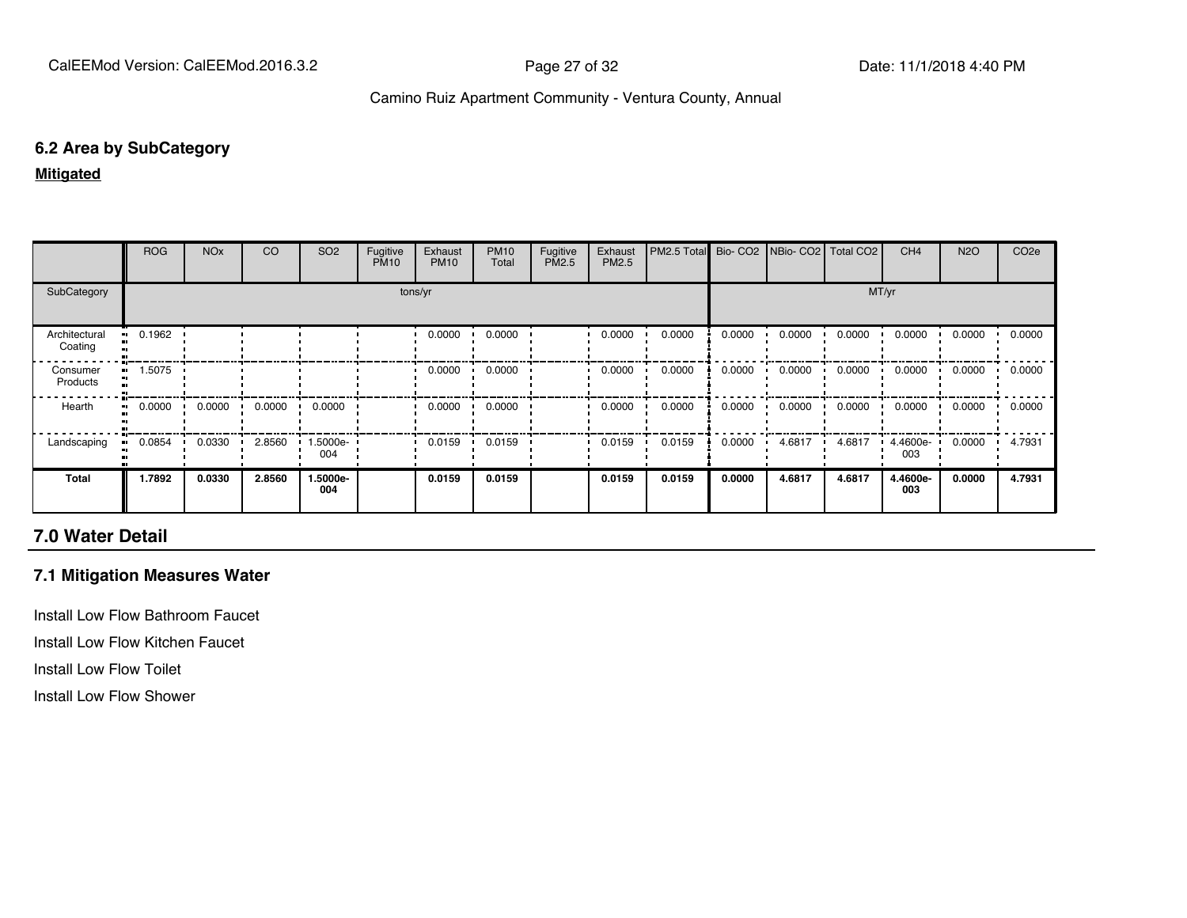### 6.2 Area by SubCategory

**Mitigated**

| | ROG | NOx | CO | SO2 | Fugitive PM10 | Exhaust PM10 | PM10 Total | Fugitive PM2.5 | Exhaust PM2.5 | PM2.5 Total | Bio- CO2 | NBio- CO2 | Total CO2 | CH4 | N2O | CO2e |
|---|---|---|---|---|---|---|---|---|---|---|---|---|---|---|---|---|
| SubCategory | tons/yr | | | | | | | | | | MT/yr | | | | | |
| Architectural Coating | 0.1962 | | | | | 0.0000 | 0.0000 | | 0.0000 | 0.0000 | 0.0000 | 0.0000 | 0.0000 | 0.0000 | 0.0000 | 0.0000 |
| Consumer Products | 1.5075 | | | | | 0.0000 | 0.0000 | | 0.0000 | 0.0000 | 0.0000 | 0.0000 | 0.0000 | 0.0000 | 0.0000 | 0.0000 |
| Hearth | 0.0000 | 0.0000 | 0.0000 | 0.0000 | | 0.0000 | 0.0000 | | 0.0000 | 0.0000 | 0.0000 | 0.0000 | 0.0000 | 0.0000 | 0.0000 | 0.0000 |
| Landscaping | 0.0854 | 0.0330 | 2.8560 | 1.5000e-004 | | 0.0159 | 0.0159 | | 0.0159 | 0.0159 | 0.0000 | 4.6817 | 4.6817 | 4.4600e-003 | 0.0000 | 4.7931 |
| **Total** | **1.7892** | **0.0330** | **2.8560** | **1.5000e-004** | | **0.0159** | **0.0159** | | **0.0159** | **0.0159** | **0.0000** | **4.6817** | **4.6817** | **4.4600e-003** | **0.0000** | **4.7931** |

## 7.0 Water Detail

### 7.1 Mitigation Measures Water

Install Low Flow Bathroom Faucet

Install Low Flow Kitchen Faucet

Install Low Flow Toilet

Install Low Flow Shower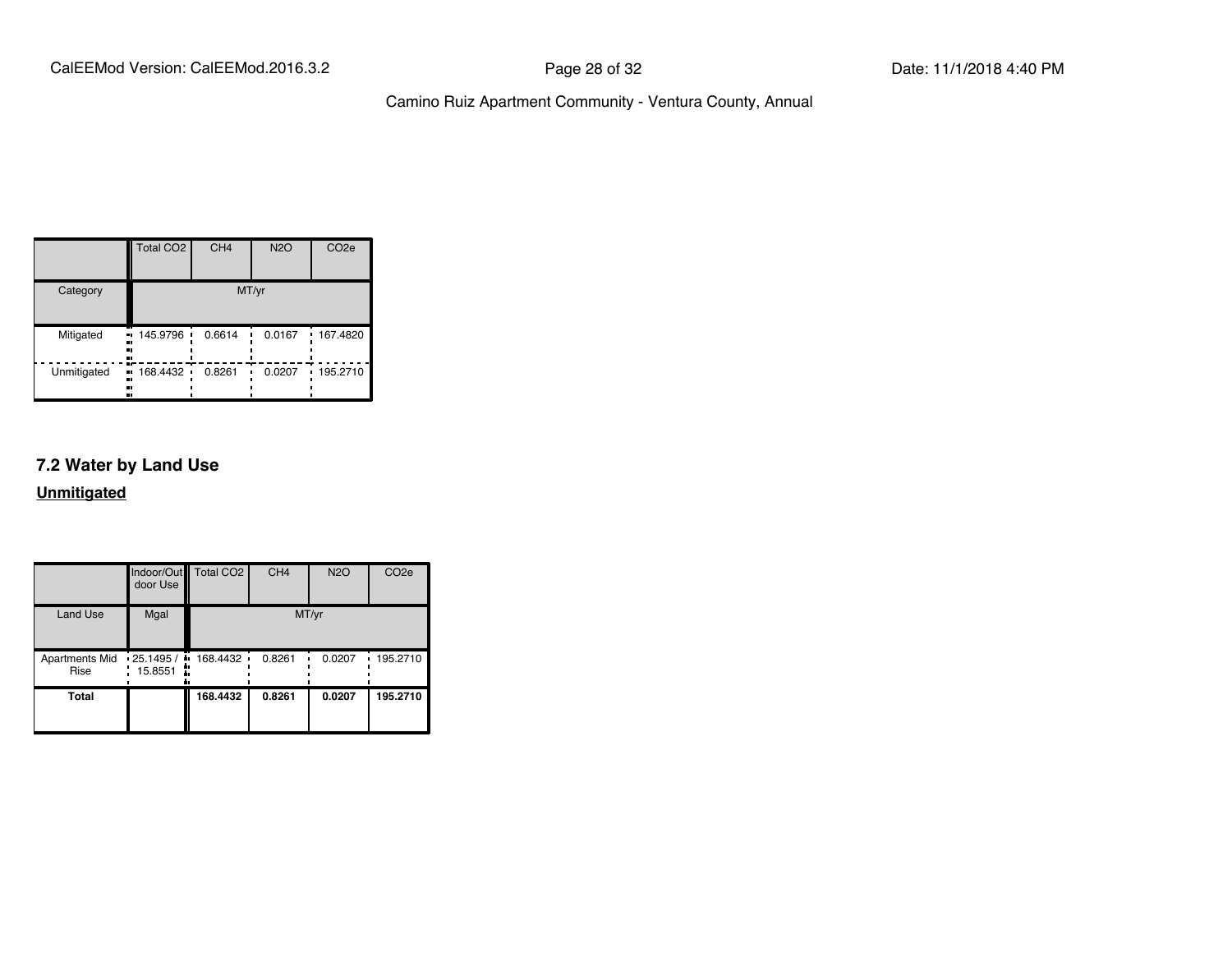|  | Total CO2 | CH4 | N2O | CO2e |
|---|---|---|---|---|
| Category | MT/yr | | | |
| Mitigated | 145.9796 | 0.6614 | 0.0167 | 167.4820 |
| Unmitigated | 168.4432 | 0.8261 | 0.0207 | 195.2710 |

## 7.2 Water by Land Use

**Unmitigated**

|  | Indoor/Outdoor Use | Total CO2 | CH4 | N2O | CO2e |
|---|---|---|---|---|---|
| Land Use | Mgal | MT/yr | | | |
| Apartments Mid Rise | 25.1495 / 15.8551 | 168.4432 | 0.8261 | 0.0207 | 195.2710 |
| **Total** |  | **168.4432** | **0.8261** | **0.0207** | **195.2710** |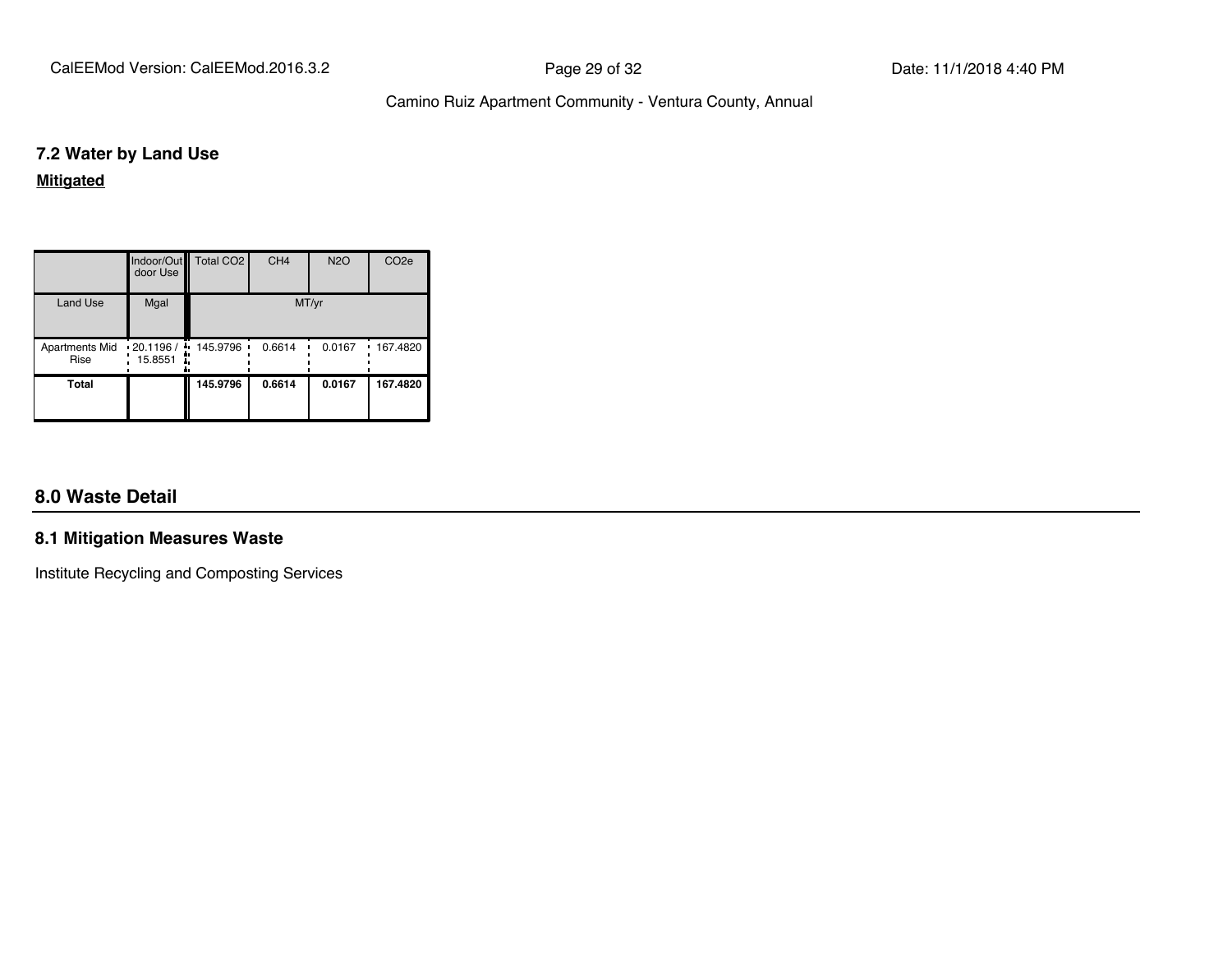## 7.2 Water by Land Use

**Mitigated**

| | Indoor/Outdoor Use | Total CO2 | CH4 | N2O | CO2e |
|---|---|---|---|---|---|
| Land Use | Mgal | MT/yr | | | |
| Apartments Mid Rise | 20.1196 / 15.8551 | 145.9796 | 0.6614 | 0.0167 | 167.4820 |
| **Total** | | **145.9796** | **0.6614** | **0.0167** | **167.4820** |

# 8.0 Waste Detail

## 8.1 Mitigation Measures Waste

Institute Recycling and Composting Services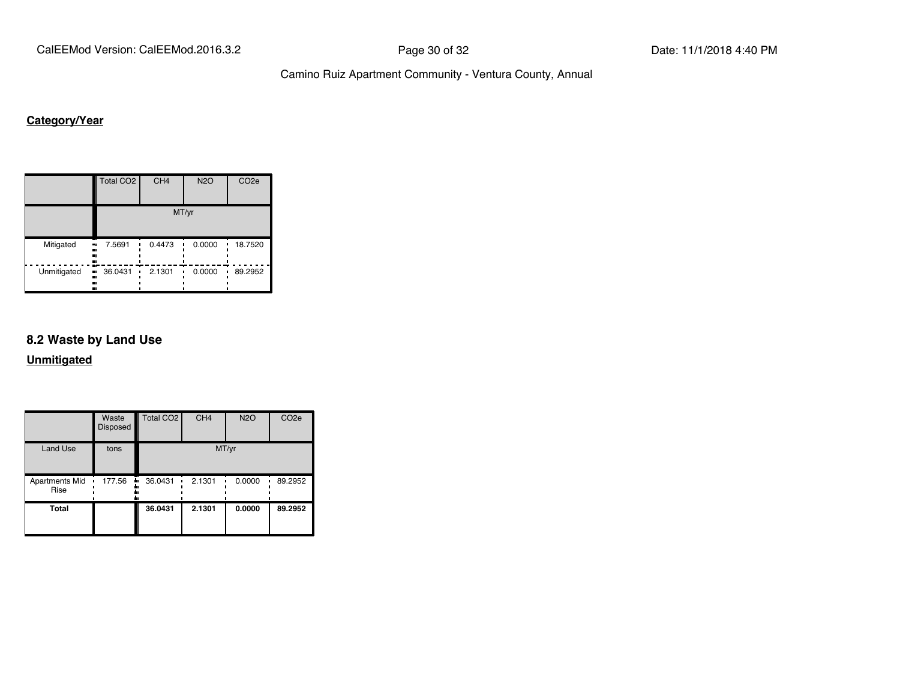**Category/Year**

| | Total CO2 | CH4 | N2O | CO2e |
|---|---|---|---|---|
| | MT/yr | | | |
| Mitigated | 7.5691 | 0.4473 | 0.0000 | 18.7520 |
| Unmitigated | 36.0431 | 2.1301 | 0.0000 | 89.2952 |

## 8.2 Waste by Land Use

**Unmitigated**

| | Waste Disposed | Total CO2 | CH4 | N2O | CO2e |
|---|---|---|---|---|---|
| Land Use | tons | MT/yr | | | |
| Apartments Mid Rise | 177.56 | 36.0431 | 2.1301 | 0.0000 | 89.2952 |
| **Total** | | **36.0431** | **2.1301** | **0.0000** | **89.2952** |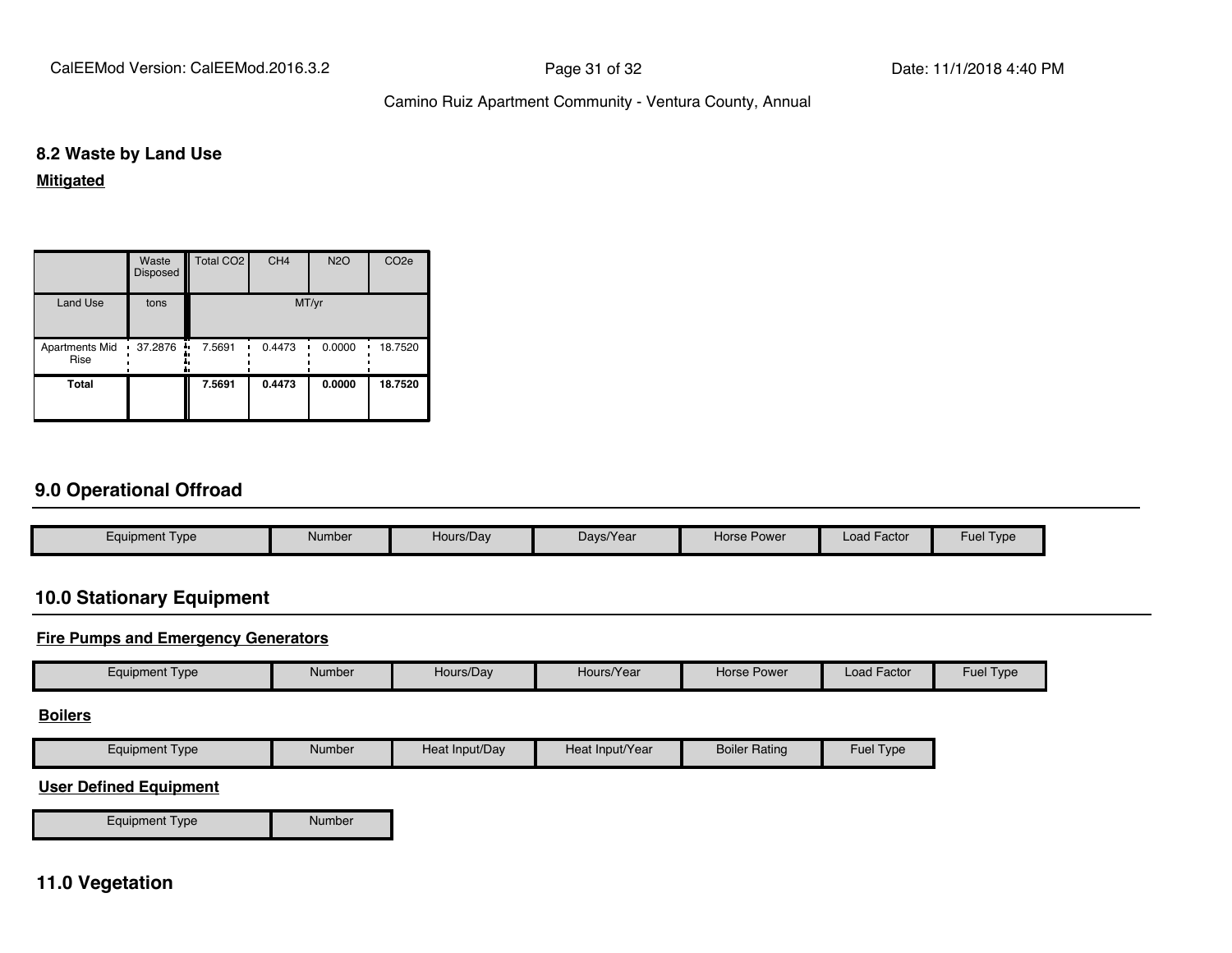### 8.2 Waste by Land Use

**Mitigated**

| | Waste Disposed | Total $CO_2$ | $CH_4$ | $N_2O$ | $CO_2e$ |
|---|---|---|---|---|---|
| Land Use | tons | MT/yr | | | |
| Apartments Mid Rise | 37.2876 | 7.5691 | 0.4473 | 0.0000 | 18.7520 |
| **Total** | | **7.5691** | **0.4473** | **0.0000** | **18.7520** |

## 9.0 Operational Offroad

| Equipment Type | Number | Hours/Day | Days/Year | Horse Power | Load Factor | Fuel Type |
|---|---|---|---|---|---|---|

## 10.0 Stationary Equipment

**Fire Pumps and Emergency Generators**

| Equipment Type | Number | Hours/Day | Hours/Year | Horse Power | Load Factor | Fuel Type |
|---|---|---|---|---|---|---|

**Boilers**

| Equipment Type | Number | Heat Input/Day | Heat Input/Year | Boiler Rating | Fuel Type |
|---|---|---|---|---|---|

**User Defined Equipment**

| Equipment Type | Number |
|---|---|

## 11.0 Vegetation